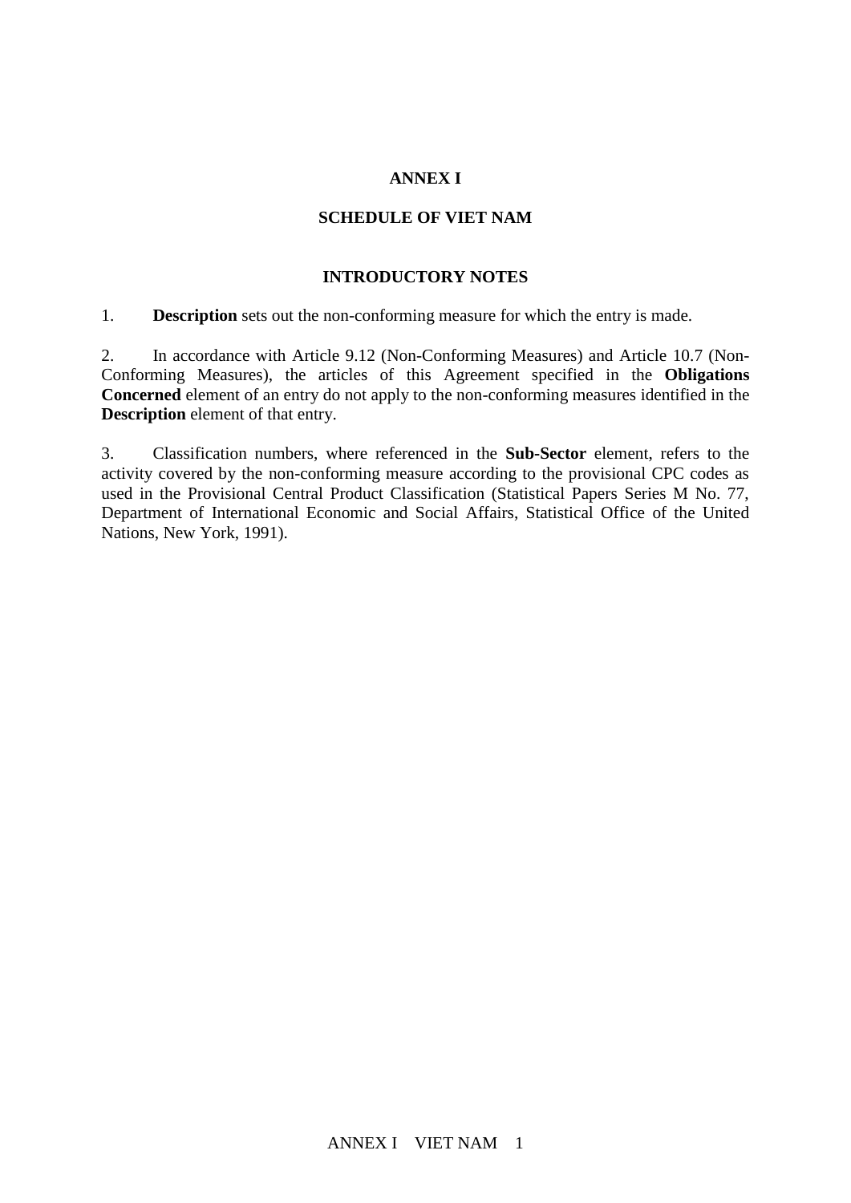# ANNEX I

## SCHEDULE OF VIET NAM

### INTRODUCTORY NOTES

1. **Description** sets out the non-conforming measure for which the entry is made.

2. In accordance with Article 9.12 (Non-Conforming Measures) and Article 10.7 (Non-Conforming Measures), the articles of this Agreement specified in the **Obligations Concerned** element of an entry do not apply to the non-conforming measures identified in the **Description** element of that entry.

3. Classification numbers, where referenced in the **Sub-Sector** element, refers to the activity covered by the non-conforming measure according to the provisional CPC codes as used in the Provisional Central Product Classification (Statistical Papers Series M No. 77, Department of International Economic and Social Affairs, Statistical Office of the United Nations, New York, 1991).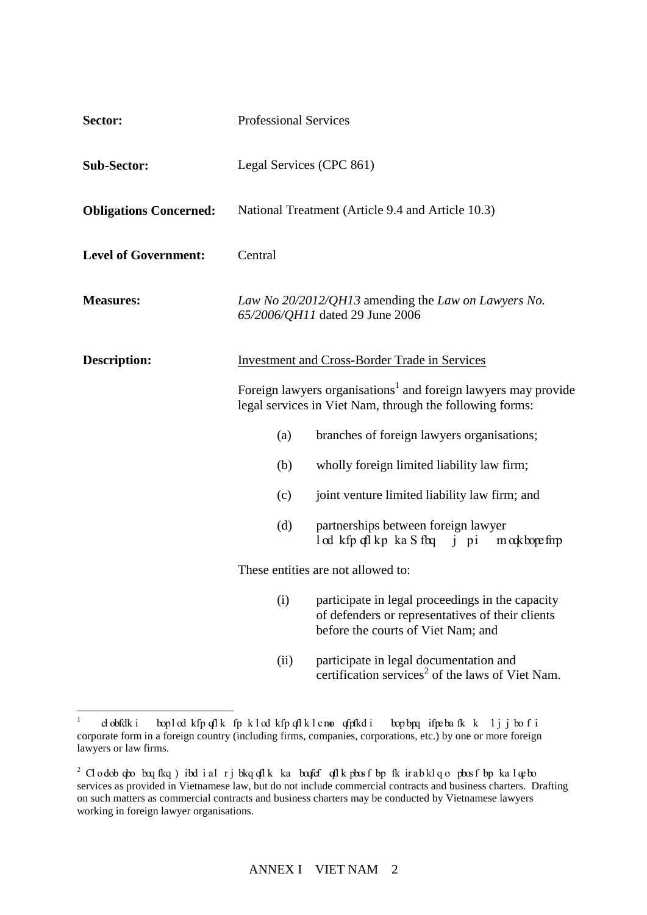**Sector:** Professional Services

**Sub-Sector:** Legal Services (CPC 861)

**Obligations Concerned:** National Treatment (Article 9.4 and Article 10.3)

**Level of Government:** Central

**Measures:** *Law No 20/2012/QH13* amending the *Law on Lawyers No. 65/2006/QH11* dated 29 June 2006

**Description:** Investment and Cross-Border Trade in Services

Foreign lawyers organisations[1] and foreign lawyers may provide legal services in Viet Nam, through the following forms:

(a) branches of foreign lawyers organisations;

(b) wholly foreign limited liability law firm;

(c) joint venture limited liability law firm; and

(d) partnerships between foreign lawyer organisations and Viet Nam law partnerships

These entities are not allowed to:

(i) participate in legal proceedings in the capacity of defenders or representatives of their clients before the courts of Viet Nam; and

(ii) participate in legal documentation and certification services[2] of the laws of Viet Nam.

---

[1] Foreign lawyers organisation is an organisation of practising lawyers established in a commercial corporate form in a foreign country (including firms, companies, corporations, etc.) by one or more foreign lawyers or law firms.

[2] For greater certainty, legal documentation and certification services include notary services and other services as provided in Vietnamese law, but do not include commercial contracts and business charters. Drafting on such matters as commercial contracts and business charters may be conducted by Vietnamese lawyers working in foreign lawyer organisations.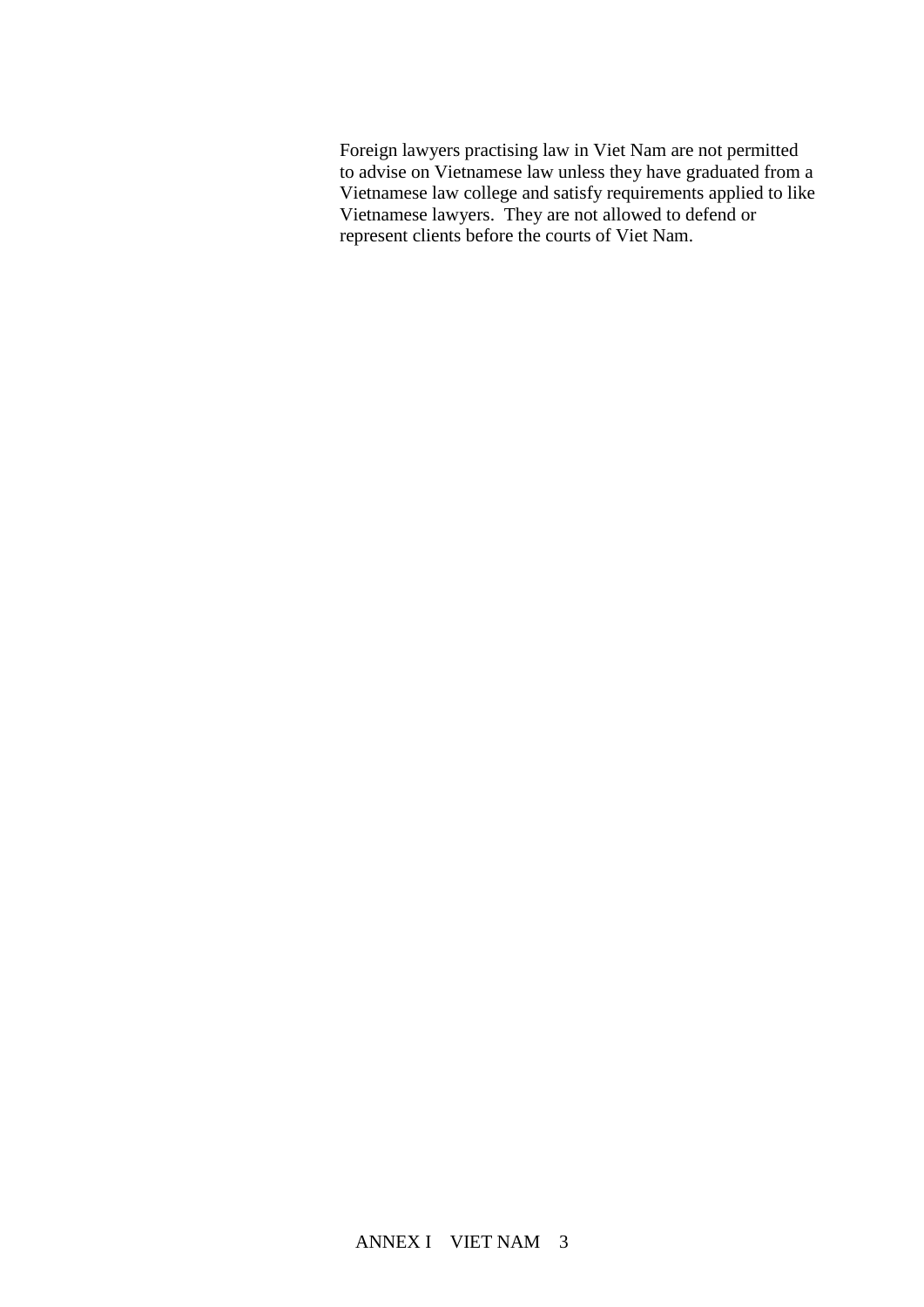Foreign lawyers practising law in Viet Nam are not permitted to advise on Vietnamese law unless they have graduated from a Vietnamese law college and satisfy requirements applied to like Vietnamese lawyers. They are not allowed to defend or represent clients before the courts of Viet Nam.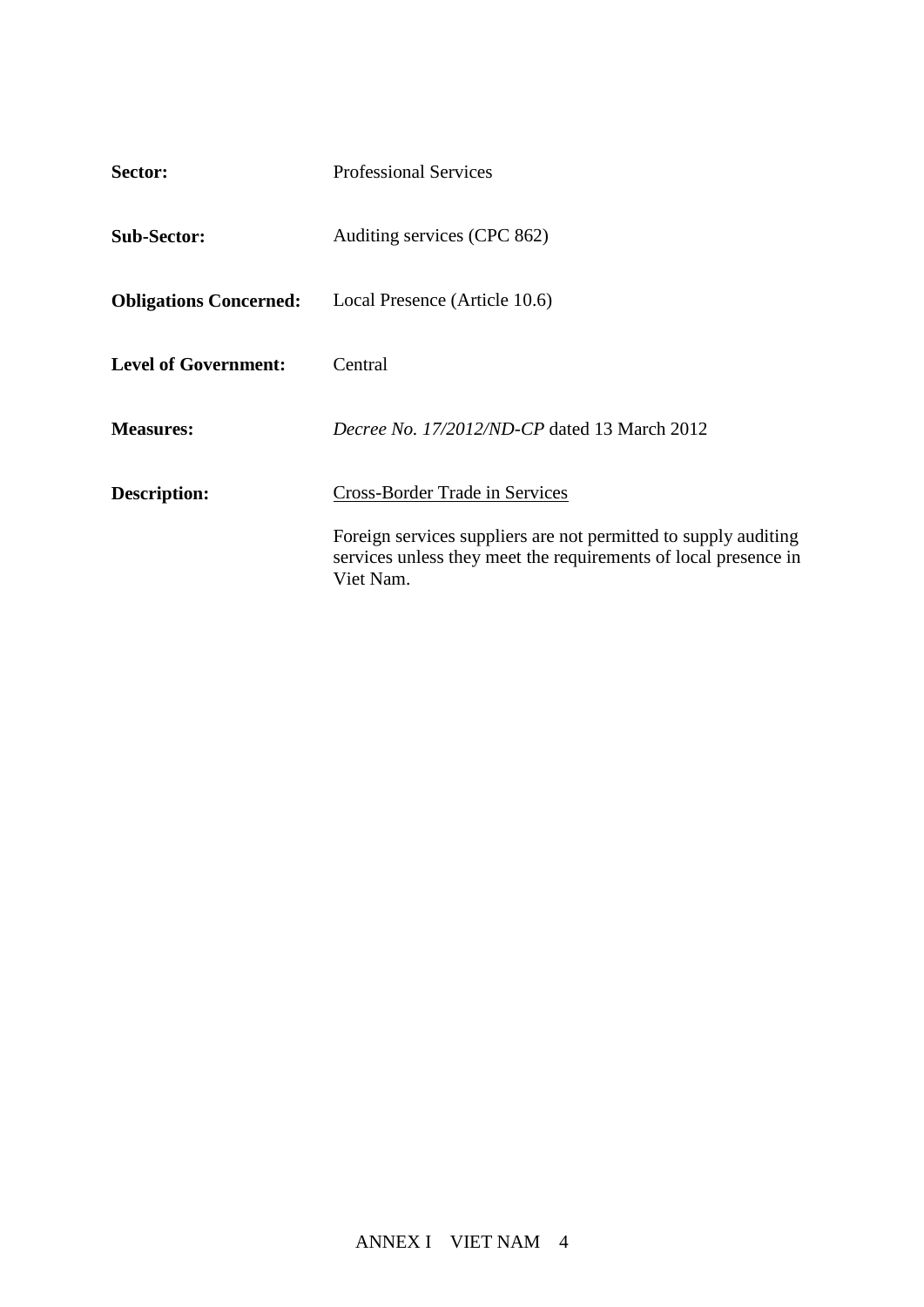**Sector:** Professional Services

**Sub-Sector:** Auditing services (CPC 862)

**Obligations Concerned:** Local Presence (Article 10.6)

**Level of Government:** Central

**Measures:** *Decree No. 17/2012/ND-CP* dated 13 March 2012

**Description:** Cross-Border Trade in Services

Foreign services suppliers are not permitted to supply auditing services unless they meet the requirements of local presence in Viet Nam.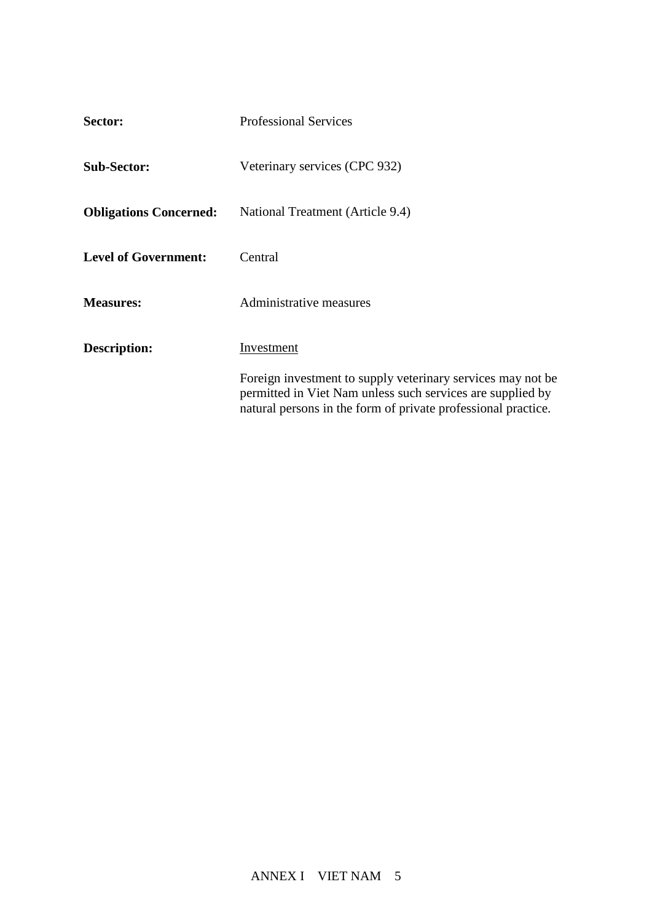**Sector:** Professional Services

**Sub-Sector:** Veterinary services (CPC 932)

**Obligations Concerned:** National Treatment (Article 9.4)

**Level of Government:** Central

**Measures:** Administrative measures

**Description:** Investment

Foreign investment to supply veterinary services may not be permitted in Viet Nam unless such services are supplied by natural persons in the form of private professional practice.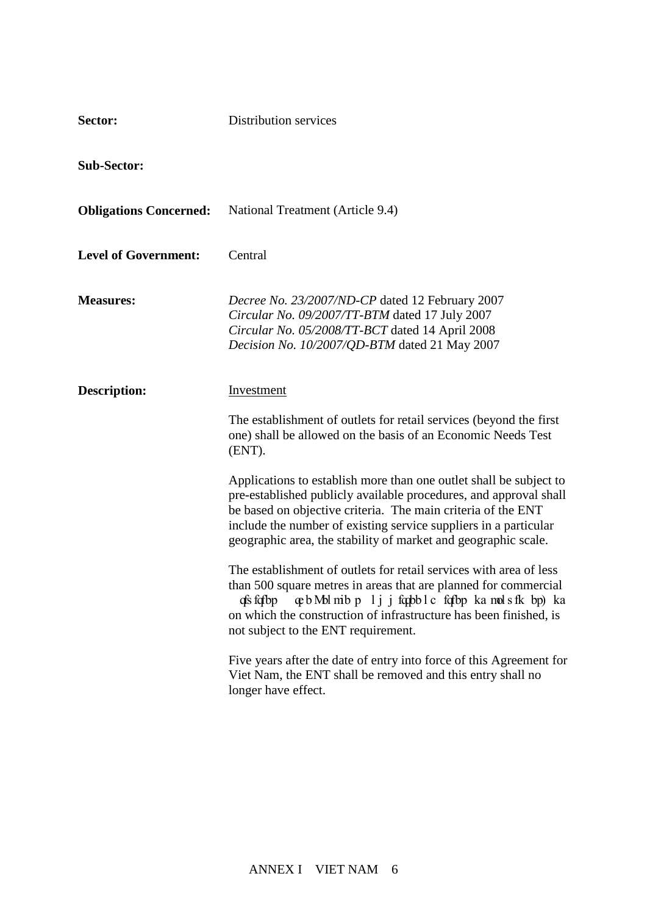**Sector:** Distribution services

**Sub-Sector:**

**Obligations Concerned:** National Treatment (Article 9.4)

**Level of Government:** Central

**Measures:**

*Decree No. 23/2007/ND-CP* dated 12 February 2007
*Circular No. 09/2007/TT-BTM* dated 17 July 2007
*Circular No. 05/2008/TT-BCT* dated 14 April 2008
*Decision No. 10/2007/QD-BTM* dated 21 May 2007

**Description:**

Investment

The establishment of outlets for retail services (beyond the first one) shall be allowed on the basis of an Economic Needs Test (ENT).

Applications to establish more than one outlet shall be subject to pre-established publicly available procedures, and approval shall be based on objective criteria. The main criteria of the ENT include the number of existing service suppliers in a particular geographic area, the stability of market and geographic scale.

The establishment of outlets for retail services with area of less than 500 square metres in areas that are planned for commercial qfs fqfbp qe b Mbl mib p l j j fqpb l c fqfbp ka mol s fk bp) ka on which the construction of infrastructure has been finished, is not subject to the ENT requirement.

Five years after the date of entry into force of this Agreement for Viet Nam, the ENT shall be removed and this entry shall no longer have effect.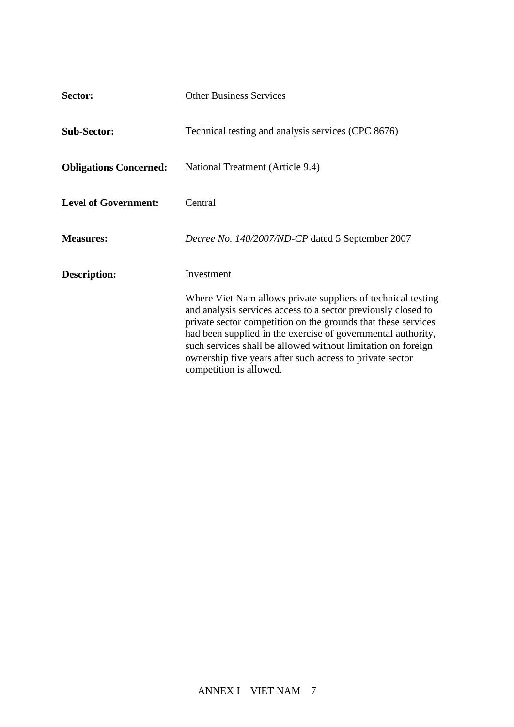**Sector:** Other Business Services

**Sub-Sector:** Technical testing and analysis services (CPC 8676)

**Obligations Concerned:** National Treatment (Article 9.4)

**Level of Government:** Central

**Measures:** *Decree No. 140/2007/ND-CP* dated 5 September 2007

**Description:** Investment

Where Viet Nam allows private suppliers of technical testing and analysis services access to a sector previously closed to private sector competition on the grounds that these services had been supplied in the exercise of governmental authority, such services shall be allowed without limitation on foreign ownership five years after such access to private sector competition is allowed.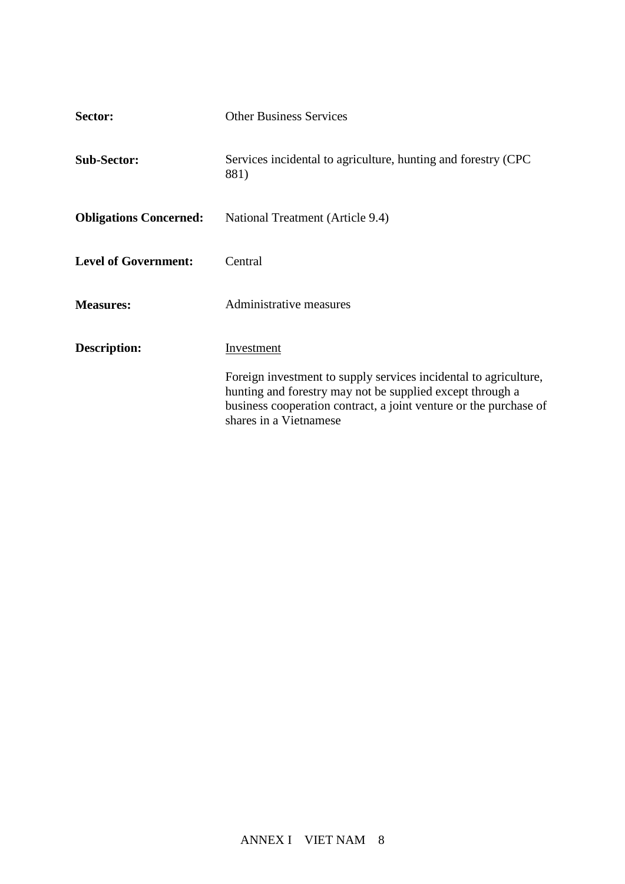**Sector:** Other Business Services

**Sub-Sector:** Services incidental to agriculture, hunting and forestry (CPC 881)

**Obligations Concerned:** National Treatment (Article 9.4)

**Level of Government:** Central

**Measures:** Administrative measures

**Description:** Investment

Foreign investment to supply services incidental to agriculture, hunting and forestry may not be supplied except through a business cooperation contract, a joint venture or the purchase of shares in a Vietnamese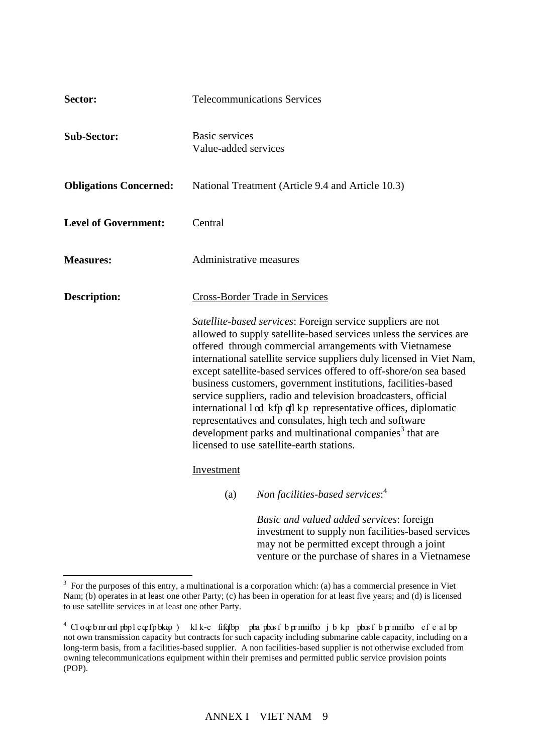**Sector:** Telecommunications Services

**Sub-Sector:** Basic services
Value-added services

**Obligations Concerned:** National Treatment (Article 9.4 and Article 10.3)

**Level of Government:** Central

**Measures:** Administrative measures

**Description:** Cross-Border Trade in Services

*Satellite-based services*: Foreign service suppliers are not allowed to supply satellite-based services unless the services are offered through commercial arrangements with Vietnamese international satellite service suppliers duly licensed in Viet Nam, except satellite-based services offered to off-shore/on sea based business customers, government institutions, facilities-based service suppliers, radio and television broadcasters, official international organisations representative offices, diplomatic representatives and consulates, high tech and software development parks and multinational companies[3] that are licensed to use satellite-earth stations.

Investment

(a) *Non facilities-based services*:[4]

*Basic and valued added services*: foreign investment to supply non facilities-based services may not be permitted except through a joint venture or the purchase of shares in a Vietnamese

---

[3] For the purposes of this entry, a multinational is a corporation which: (a) has a commercial presence in Viet Nam; (b) operates in at least one other Party; (c) has been in operation for at least five years; and (d) is licensed to use satellite services in at least one other Party.

[4] For the purposes of this entry, non-facilities-based service supplier means service supplier which does not own transmission capacity but contracts for such capacity including submarine cable capacity, including on a long-term basis, from a facilities-based supplier. A non facilities-based supplier is not otherwise excluded from owning telecommunications equipment within their premises and permitted public service provision points (POP).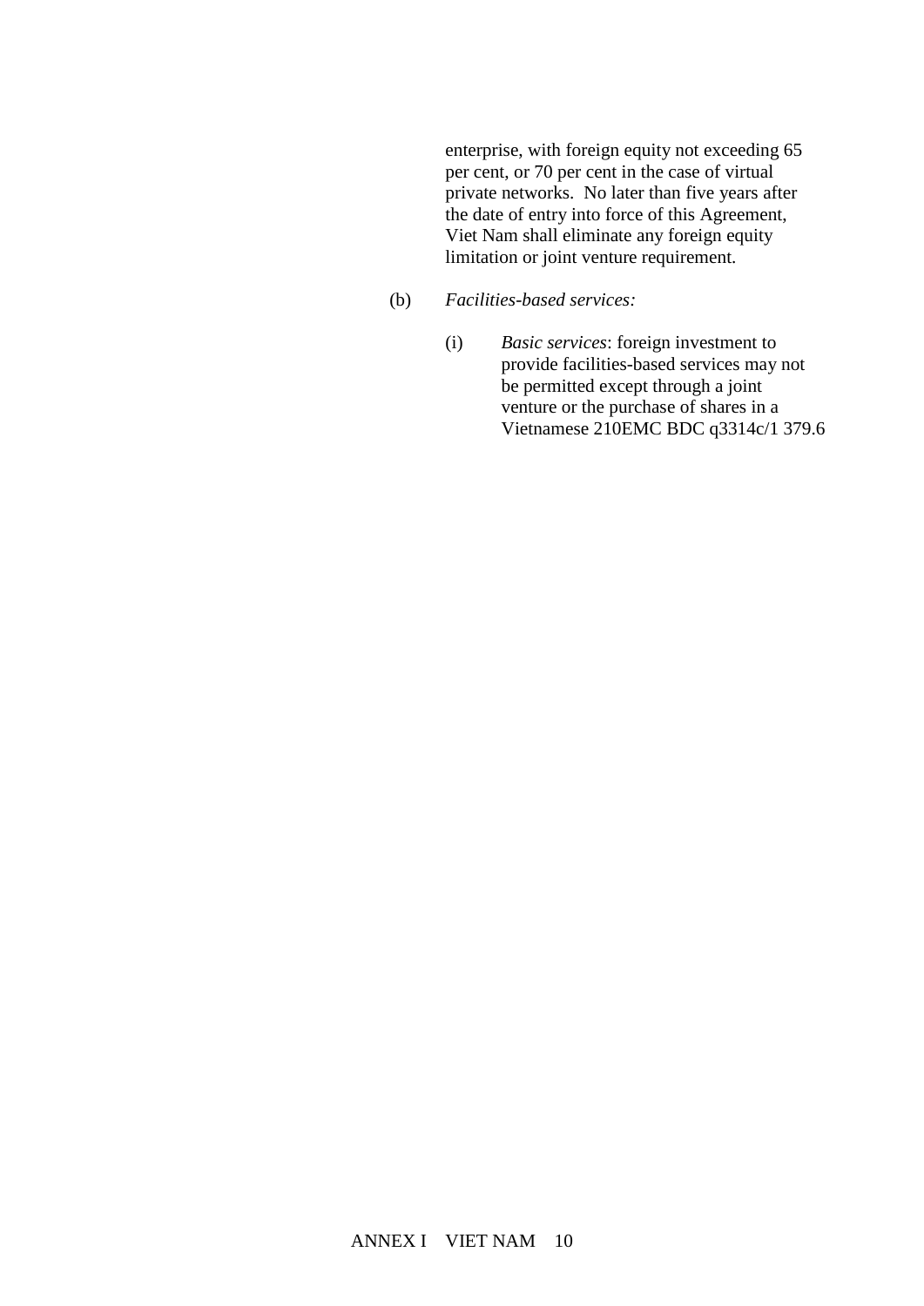enterprise, with foreign equity not exceeding 65 per cent, or 70 per cent in the case of virtual private networks. No later than five years after the date of entry into force of this Agreement, Viet Nam shall eliminate any foreign equity limitation or joint venture requirement.

(b) *Facilities-based services:*

(i) *Basic services*: foreign investment to provide facilities-based services may not be permitted except through a joint venture or the purchase of shares in a Vietnamese 210EMC BDC q3314c/1 379.6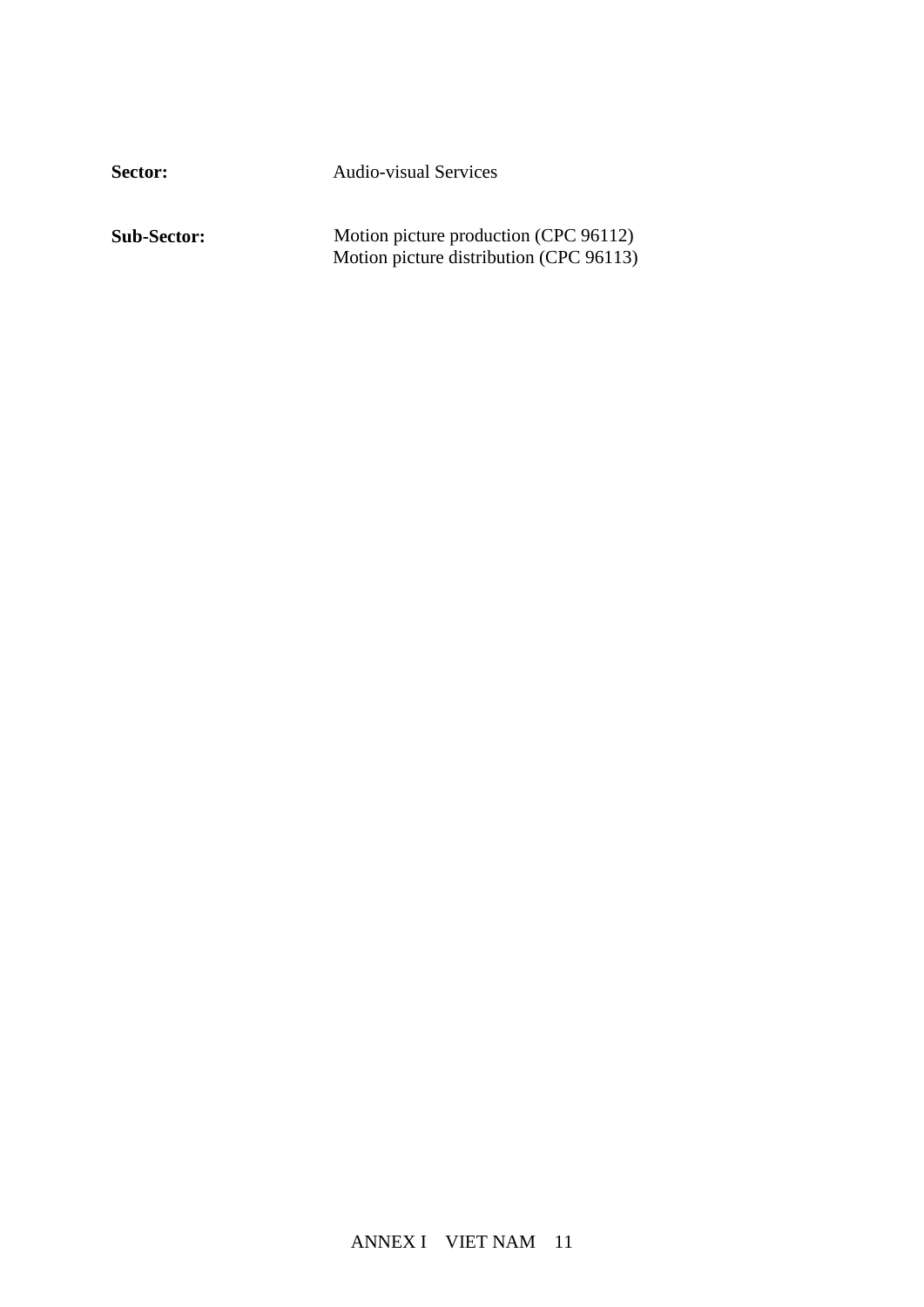| | |
|---|---|
| **Sector:** | Audio-visual Services |
| **Sub-Sector:** | Motion picture production (CPC 96112)<br>Motion picture distribution (CPC 96113) |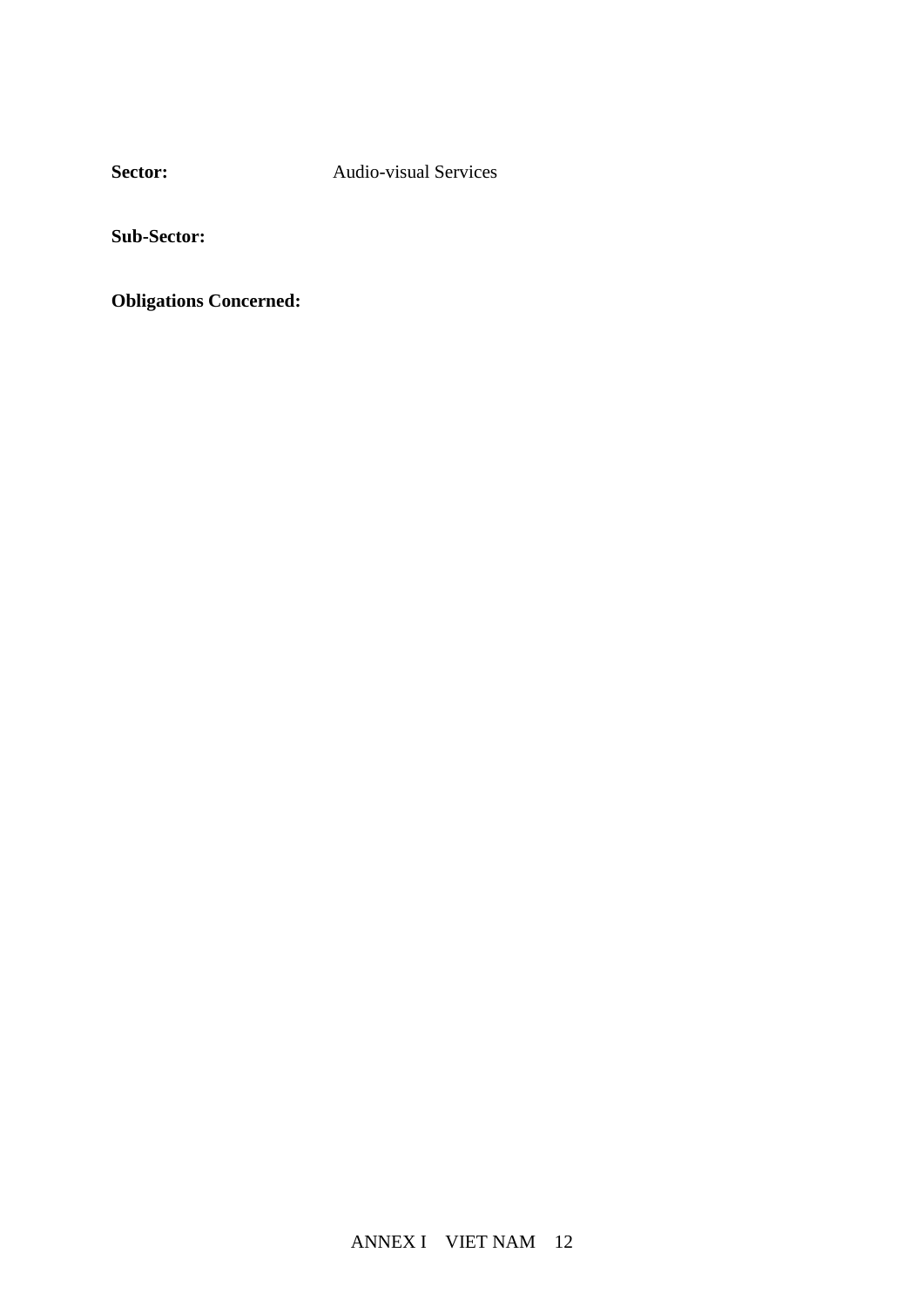**Sector:** Audio-visual Services

**Sub-Sector:**

**Obligations Concerned:**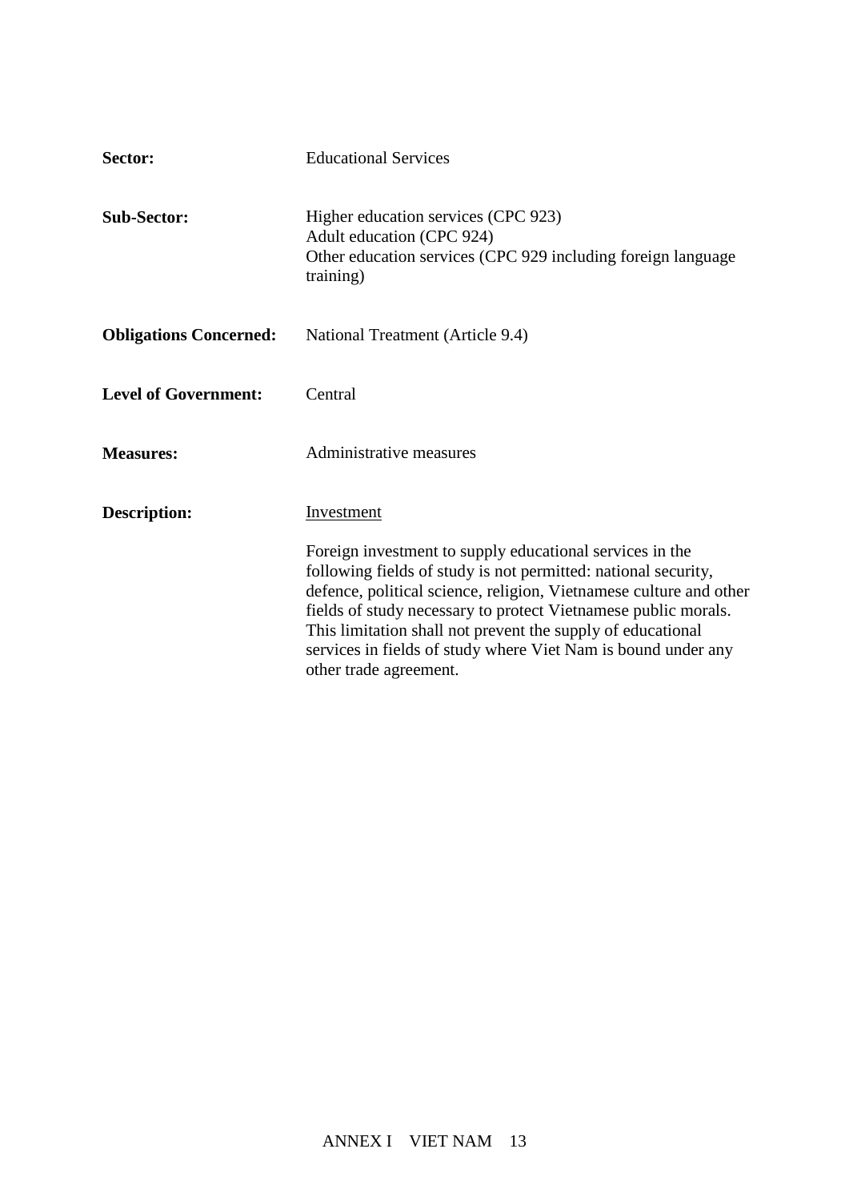**Sector:** Educational Services

**Sub-Sector:** Higher education services (CPC 923)
Adult education (CPC 924)
Other education services (CPC 929 including foreign language training)

**Obligations Concerned:** National Treatment (Article 9.4)

**Level of Government:** Central

**Measures:** Administrative measures

**Description:** Investment

Foreign investment to supply educational services in the following fields of study is not permitted: national security, defence, political science, religion, Vietnamese culture and other fields of study necessary to protect Vietnamese public morals. This limitation shall not prevent the supply of educational services in fields of study where Viet Nam is bound under any other trade agreement.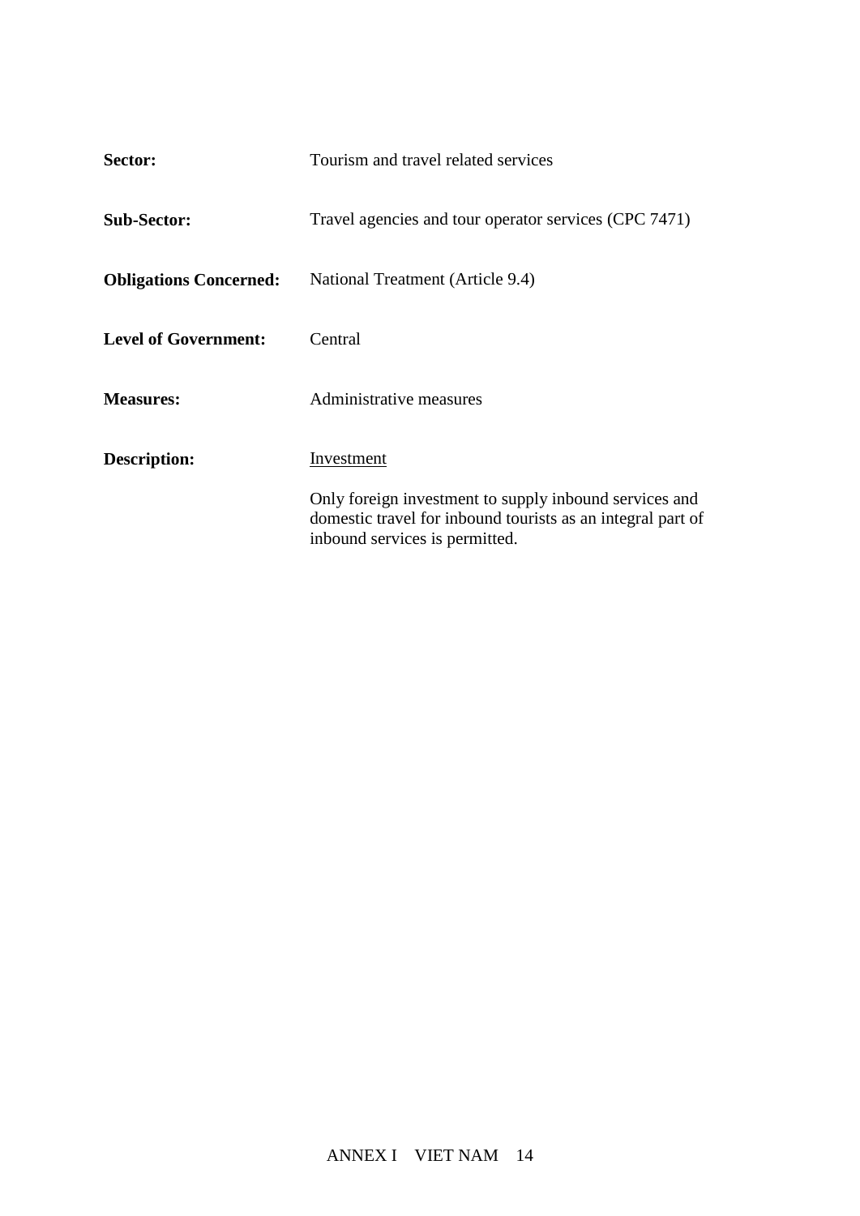**Sector:** Tourism and travel related services

**Sub-Sector:** Travel agencies and tour operator services (CPC 7471)

**Obligations Concerned:** National Treatment (Article 9.4)

**Level of Government:** Central

**Measures:** Administrative measures

**Description:** Investment

Only foreign investment to supply inbound services and domestic travel for inbound tourists as an integral part of inbound services is permitted.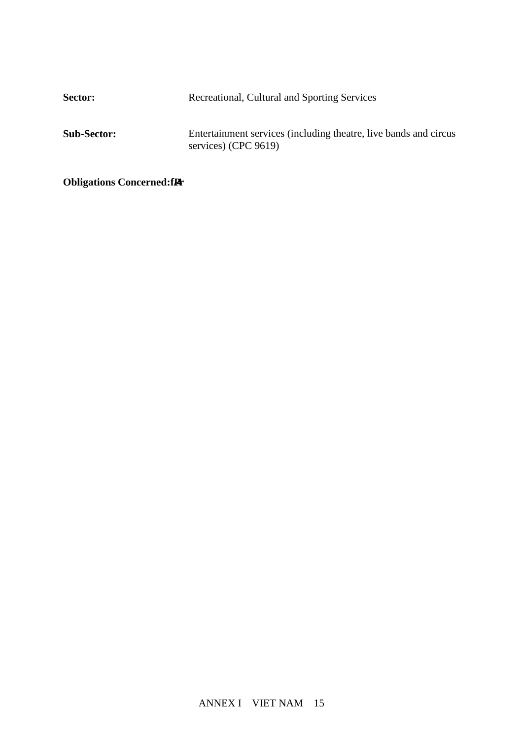**Sector:** Recreational, Cultural and Sporting Services

**Sub-Sector:** Entertainment services (including theatre, live bands and circus services) (CPC 9619)

**Obligations Concerned:**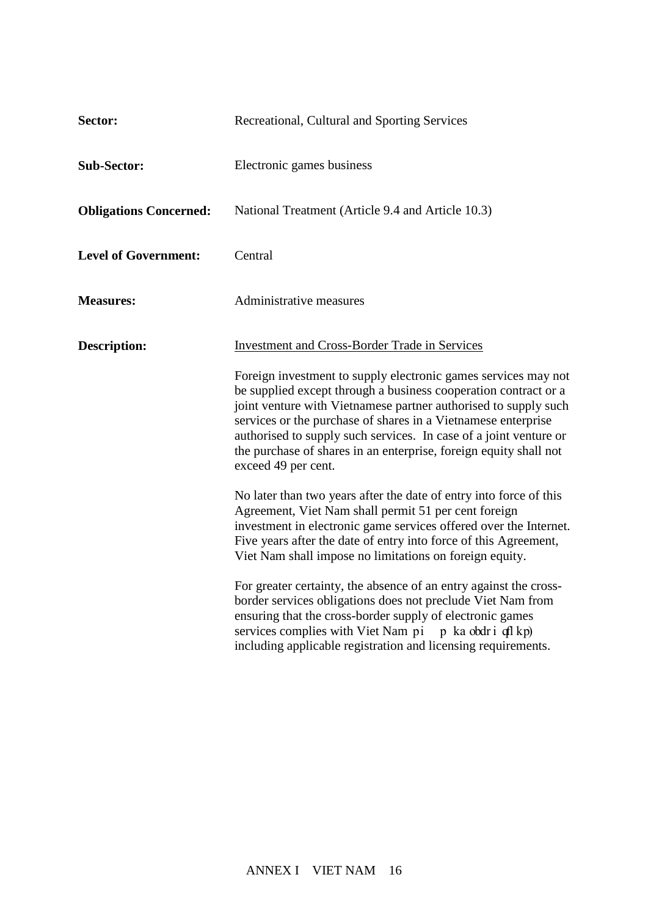| | |
|---|---|
| **Sector:** | Recreational, Cultural and Sporting Services |
| **Sub-Sector:** | Electronic games business |
| **Obligations Concerned:** | National Treatment (Article 9.4 and Article 10.3) |
| **Level of Government:** | Central |
| **Measures:** | Administrative measures |
| **Description:** | Investment and Cross-Border Trade in Services |

Foreign investment to supply electronic games services may not be supplied except through a business cooperation contract or a joint venture with Vietnamese partner authorised to supply such services or the purchase of shares in a Vietnamese enterprise authorised to supply such services. In case of a joint venture or the purchase of shares in an enterprise, foreign equity shall not exceed 49 per cent.

No later than two years after the date of entry into force of this Agreement, Viet Nam shall permit 51 per cent foreign investment in electronic game services offered over the Internet. Five years after the date of entry into force of this Agreement, Viet Nam shall impose no limitations on foreign equity.

For greater certainty, the absence of an entry against the cross-border services obligations does not preclude Viet Nam from ensuring that the cross-border supply of electronic games services complies with Viet Nam's laws and regulations, including applicable registration and licensing requirements.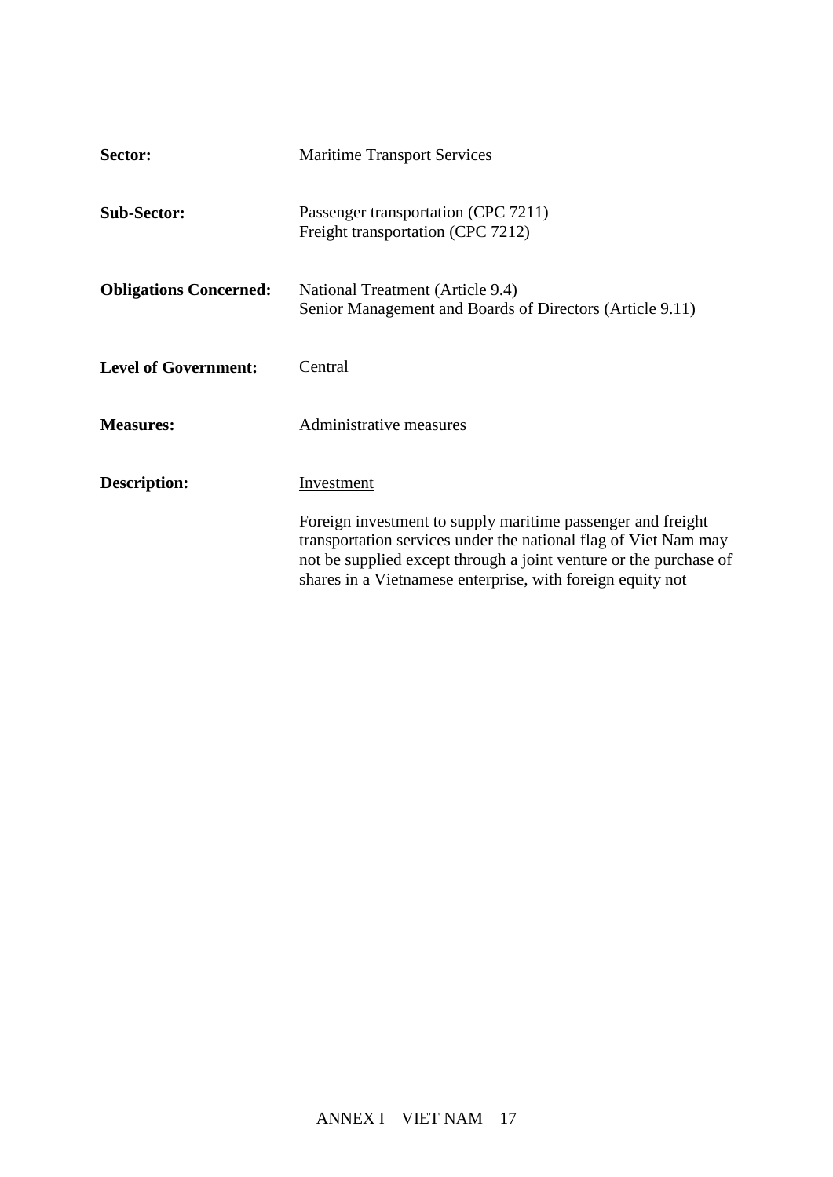**Sector:** Maritime Transport Services

**Sub-Sector:** Passenger transportation (CPC 7211)
Freight transportation (CPC 7212)

**Obligations Concerned:** National Treatment (Article 9.4)
Senior Management and Boards of Directors (Article 9.11)

**Level of Government:** Central

**Measures:** Administrative measures

**Description:** Investment

Foreign investment to supply maritime passenger and freight transportation services under the national flag of Viet Nam may not be supplied except through a joint venture or the purchase of shares in a Vietnamese enterprise, with foreign equity not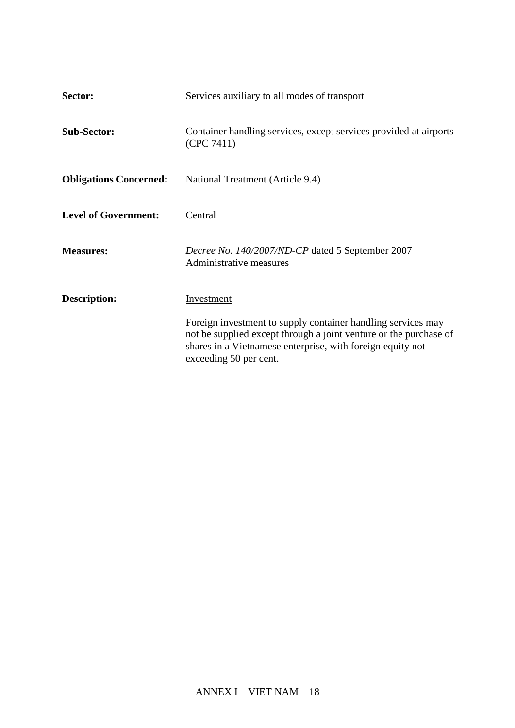**Sector:** Services auxiliary to all modes of transport

**Sub-Sector:** Container handling services, except services provided at airports (CPC 7411)

**Obligations Concerned:** National Treatment (Article 9.4)

**Level of Government:** Central

**Measures:** *Decree No. 140/2007/ND-CP* dated 5 September 2007
Administrative measures

**Description:** Investment

Foreign investment to supply container handling services may not be supplied except through a joint venture or the purchase of shares in a Vietnamese enterprise, with foreign equity not exceeding 50 per cent.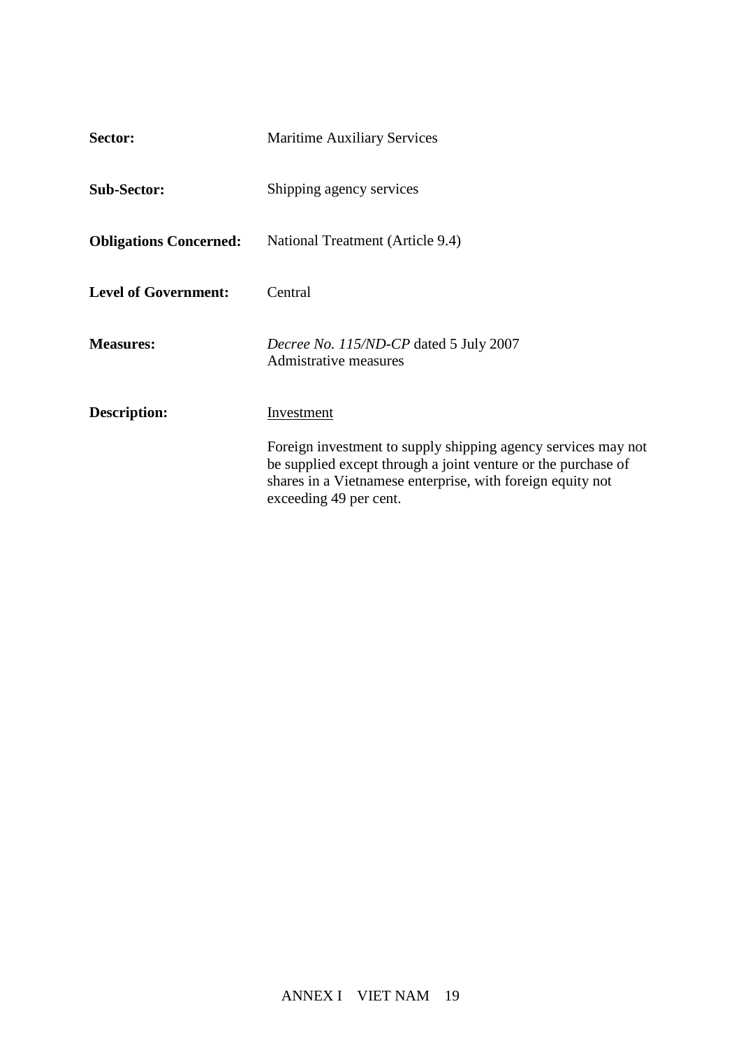**Sector:** Maritime Auxiliary Services

**Sub-Sector:** Shipping agency services

**Obligations Concerned:** National Treatment (Article 9.4)

**Level of Government:** Central

**Measures:** *Decree No. 115/ND-CP* dated 5 July 2007
Admistrative measures

**Description:** Investment

Foreign investment to supply shipping agency services may not be supplied except through a joint venture or the purchase of shares in a Vietnamese enterprise, with foreign equity not exceeding 49 per cent.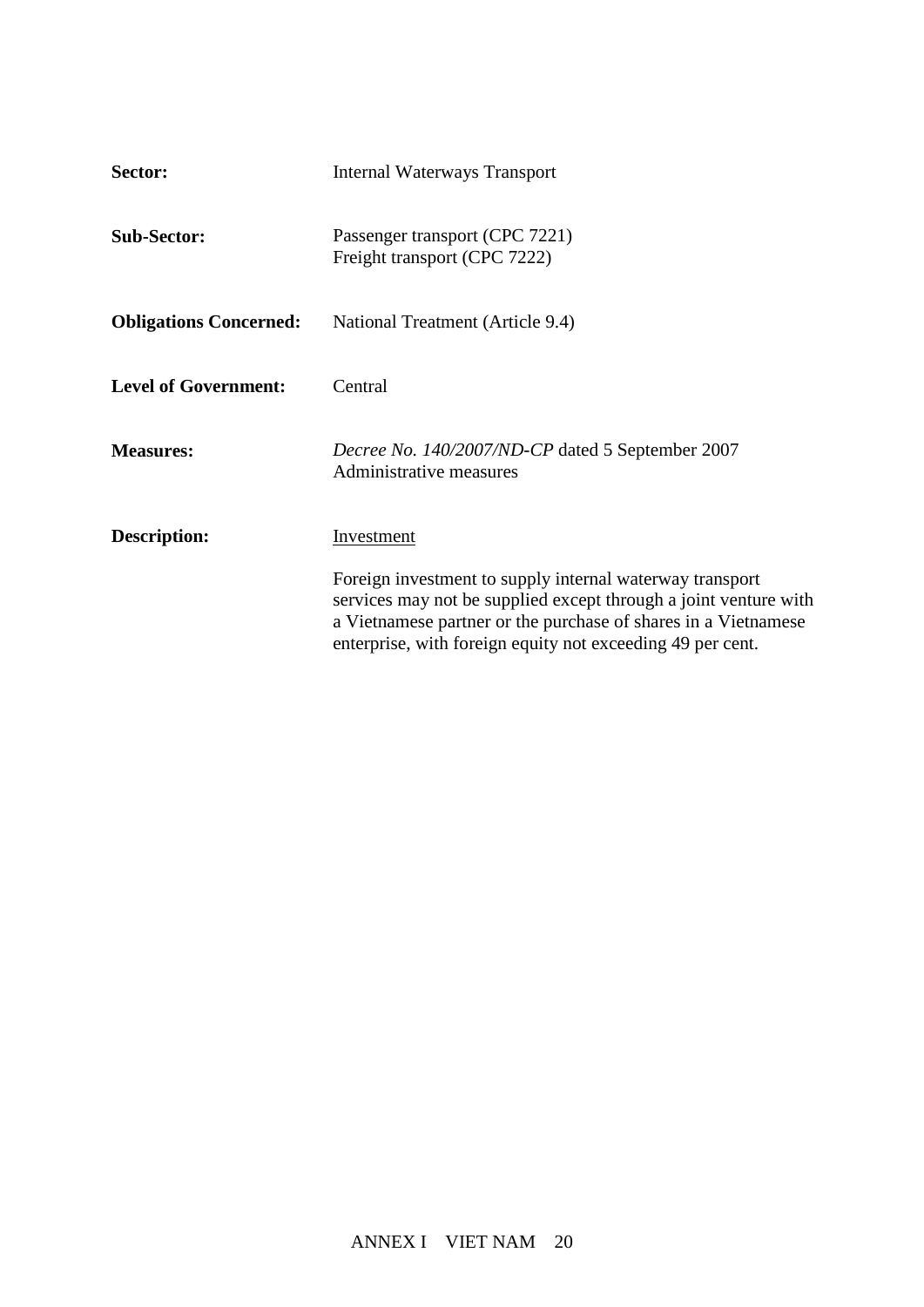**Sector:** Internal Waterways Transport

**Sub-Sector:** Passenger transport (CPC 7221)
Freight transport (CPC 7222)

**Obligations Concerned:** National Treatment (Article 9.4)

**Level of Government:** Central

**Measures:** *Decree No. 140/2007/ND-CP* dated 5 September 2007
Administrative measures

**Description:** Investment

Foreign investment to supply internal waterway transport services may not be supplied except through a joint venture with a Vietnamese partner or the purchase of shares in a Vietnamese enterprise, with foreign equity not exceeding 49 per cent.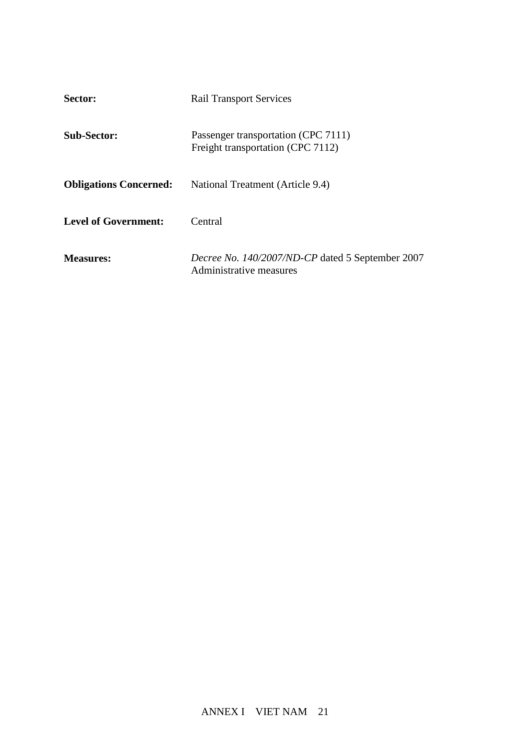**Sector:** Rail Transport Services

**Sub-Sector:** Passenger transportation (CPC 7111)
Freight transportation (CPC 7112)

**Obligations Concerned:** National Treatment (Article 9.4)

**Level of Government:** Central

**Measures:** *Decree No. 140/2007/ND-CP* dated 5 September 2007
Administrative measures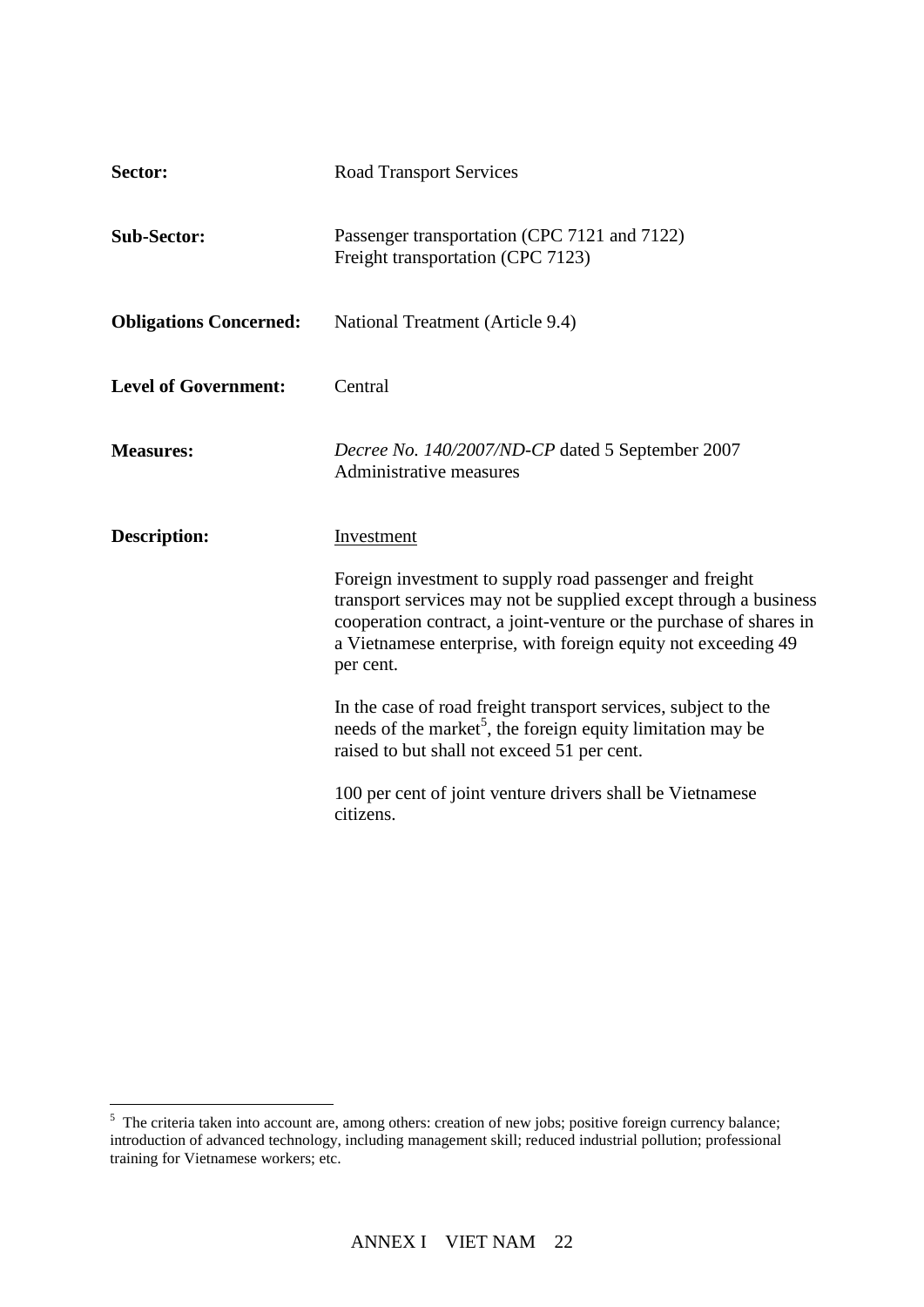**Sector:** Road Transport Services

**Sub-Sector:** Passenger transportation (CPC 7121 and 7122)
Freight transportation (CPC 7123)

**Obligations Concerned:** National Treatment (Article 9.4)

**Level of Government:** Central

**Measures:** *Decree No. 140/2007/ND-CP* dated 5 September 2007
Administrative measures

**Description:** Investment

Foreign investment to supply road passenger and freight transport services may not be supplied except through a business cooperation contract, a joint-venture or the purchase of shares in a Vietnamese enterprise, with foreign equity not exceeding 49 per cent.

In the case of road freight transport services, subject to the needs of the market[5], the foreign equity limitation may be raised to but shall not exceed 51 per cent.

100 per cent of joint venture drivers shall be Vietnamese citizens.

---

[5] The criteria taken into account are, among others: creation of new jobs; positive foreign currency balance; introduction of advanced technology, including management skill; reduced industrial pollution; professional training for Vietnamese workers; etc.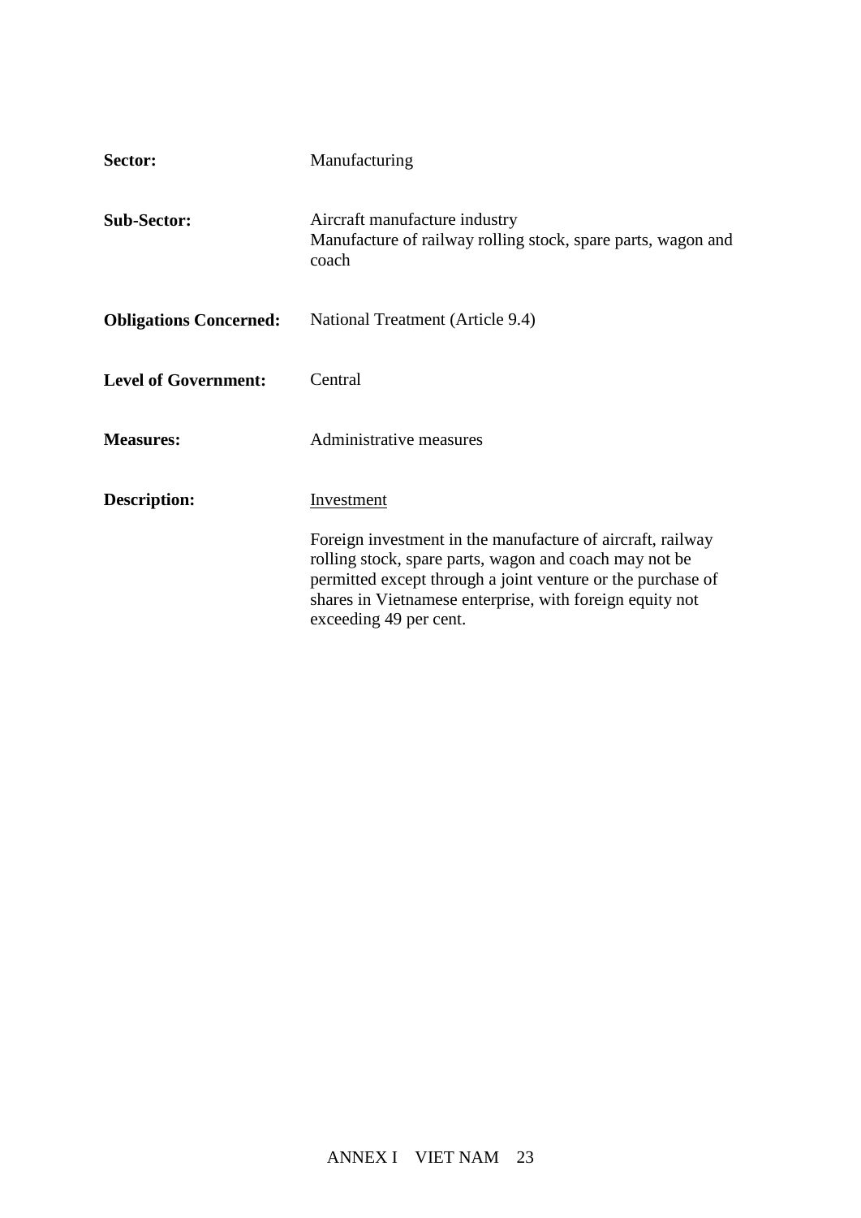**Sector:** Manufacturing

**Sub-Sector:** Aircraft manufacture industry
Manufacture of railway rolling stock, spare parts, wagon and coach

**Obligations Concerned:** National Treatment (Article 9.4)

**Level of Government:** Central

**Measures:** Administrative measures

**Description:** Investment

Foreign investment in the manufacture of aircraft, railway rolling stock, spare parts, wagon and coach may not be permitted except through a joint venture or the purchase of shares in Vietnamese enterprise, with foreign equity not exceeding 49 per cent.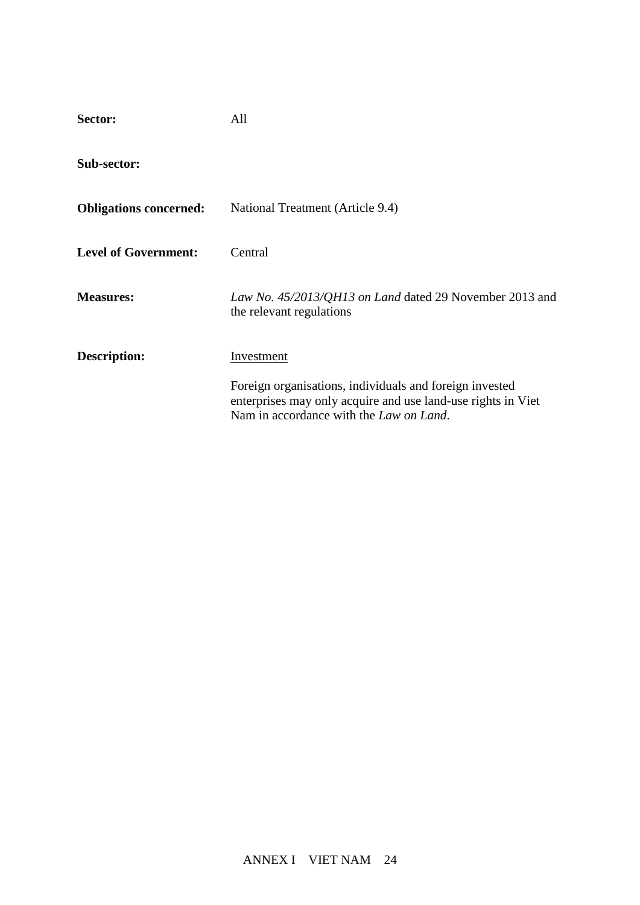**Sector:** All

**Sub-sector:**

**Obligations concerned:** National Treatment (Article 9.4)

**Level of Government:** Central

**Measures:** *Law No. 45/2013/QH13 on Land* dated 29 November 2013 and the relevant regulations

**Description:** Investment

Foreign organisations, individuals and foreign invested enterprises may only acquire and use land-use rights in Viet Nam in accordance with the *Law on Land*.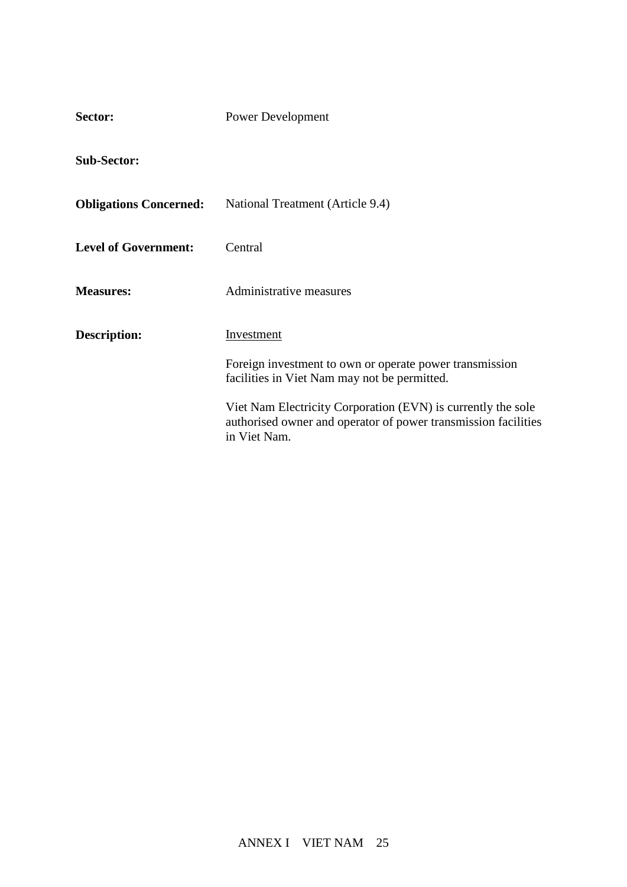**Sector:** Power Development

**Sub-Sector:**

**Obligations Concerned:** National Treatment (Article 9.4)

**Level of Government:** Central

**Measures:** Administrative measures

**Description:** Investment

Foreign investment to own or operate power transmission facilities in Viet Nam may not be permitted.

Viet Nam Electricity Corporation (EVN) is currently the sole authorised owner and operator of power transmission facilities in Viet Nam.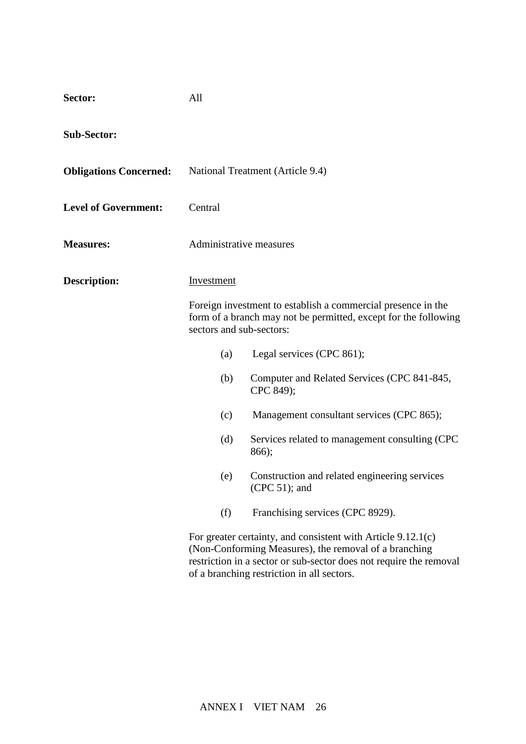**Sector:** All

**Sub-Sector:**

**Obligations Concerned:** National Treatment (Article 9.4)

**Level of Government:** Central

**Measures:** Administrative measures

**Description:** Investment

Foreign investment to establish a commercial presence in the form of a branch may not be permitted, except for the following sectors and sub-sectors:

(a) Legal services (CPC 861);

(b) Computer and Related Services (CPC 841-845, CPC 849);

(c) Management consultant services (CPC 865);

(d) Services related to management consulting (CPC 866);

(e) Construction and related engineering services (CPC 51); and

(f) Franchising services (CPC 8929).

For greater certainty, and consistent with Article 9.12.1(c) (Non-Conforming Measures), the removal of a branching restriction in a sector or sub-sector does not require the removal of a branching restriction in all sectors.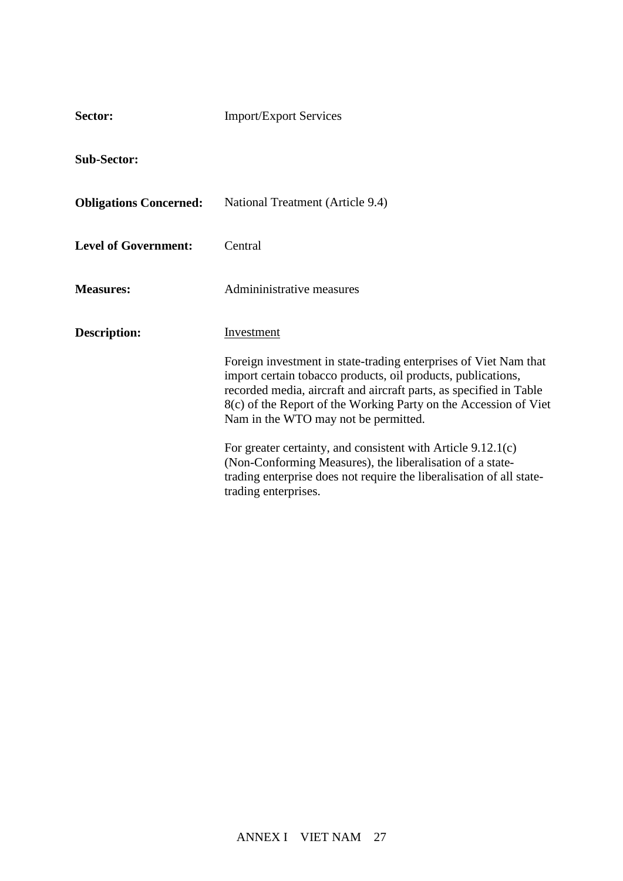**Sector:** Import/Export Services

**Sub-Sector:**

**Obligations Concerned:** National Treatment (Article 9.4)

**Level of Government:** Central

**Measures:** Admininistrative measures

**Description:** Investment

Foreign investment in state-trading enterprises of Viet Nam that import certain tobacco products, oil products, publications, recorded media, aircraft and aircraft parts, as specified in Table 8(c) of the Report of the Working Party on the Accession of Viet Nam in the WTO may not be permitted.

For greater certainty, and consistent with Article 9.12.1(c) (Non-Conforming Measures), the liberalisation of a state-trading enterprise does not require the liberalisation of all state-trading enterprises.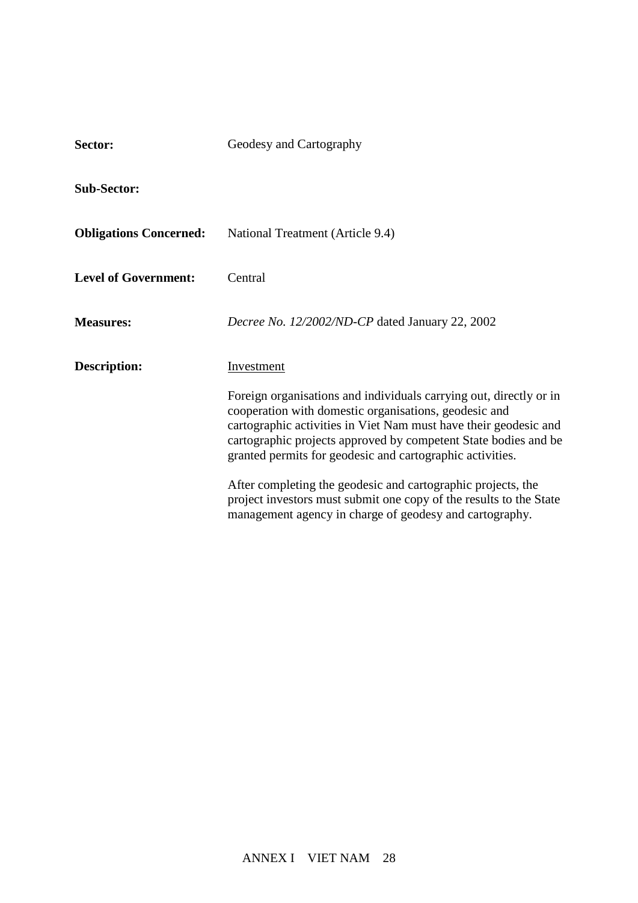**Sector:** Geodesy and Cartography

**Sub-Sector:**

**Obligations Concerned:** National Treatment (Article 9.4)

**Level of Government:** Central

**Measures:** *Decree No. 12/2002/ND-CP* dated January 22, 2002

**Description:** Investment

Foreign organisations and individuals carrying out, directly or in cooperation with domestic organisations, geodesic and cartographic activities in Viet Nam must have their geodesic and cartographic projects approved by competent State bodies and be granted permits for geodesic and cartographic activities.

After completing the geodesic and cartographic projects, the project investors must submit one copy of the results to the State management agency in charge of geodesy and cartography.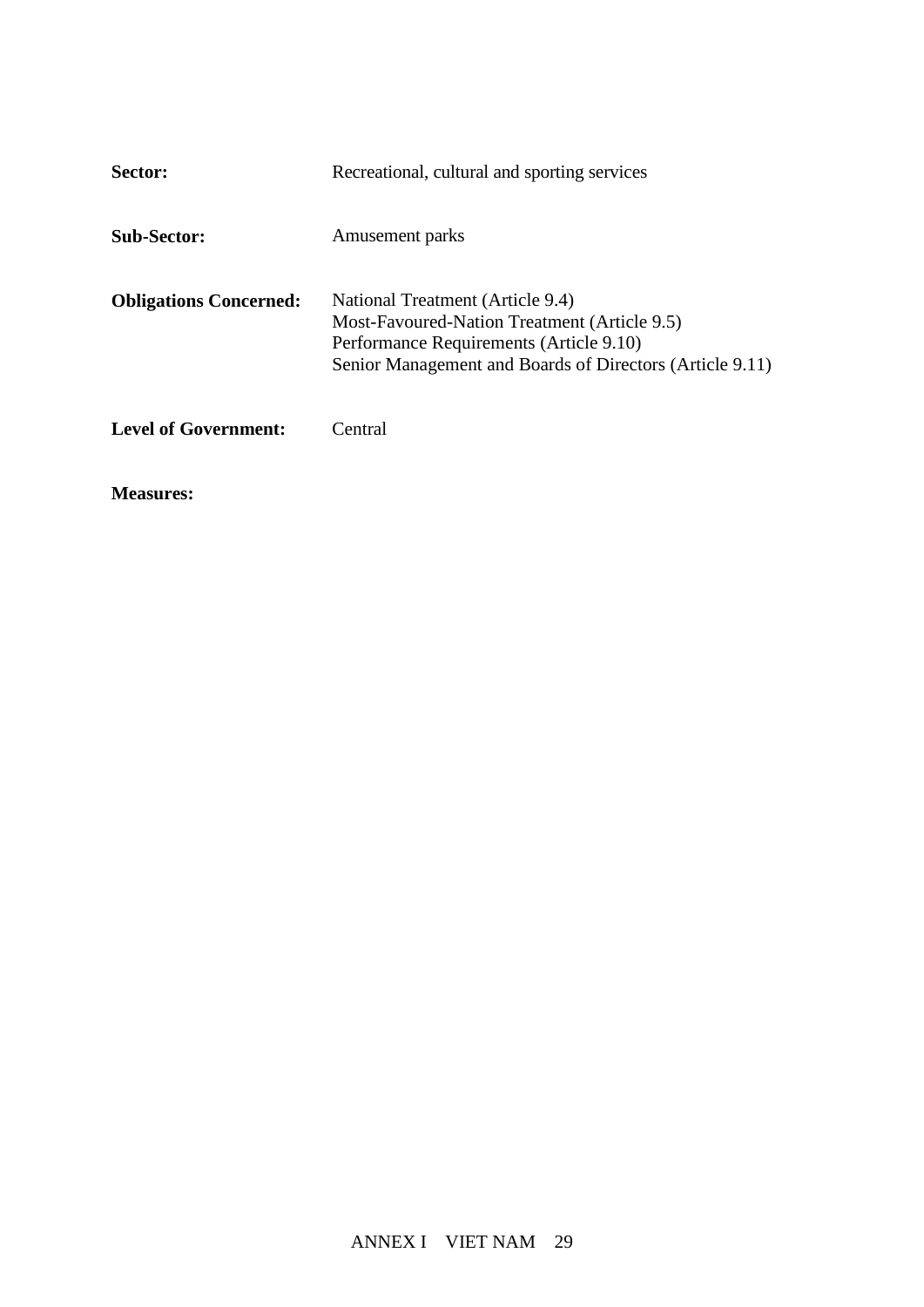**Sector:** Recreational, cultural and sporting services

**Sub-Sector:** Amusement parks

**Obligations Concerned:** National Treatment (Article 9.4)
Most-Favoured-Nation Treatment (Article 9.5)
Performance Requirements (Article 9.10)
Senior Management and Boards of Directors (Article 9.11)

**Level of Government:** Central

**Measures:**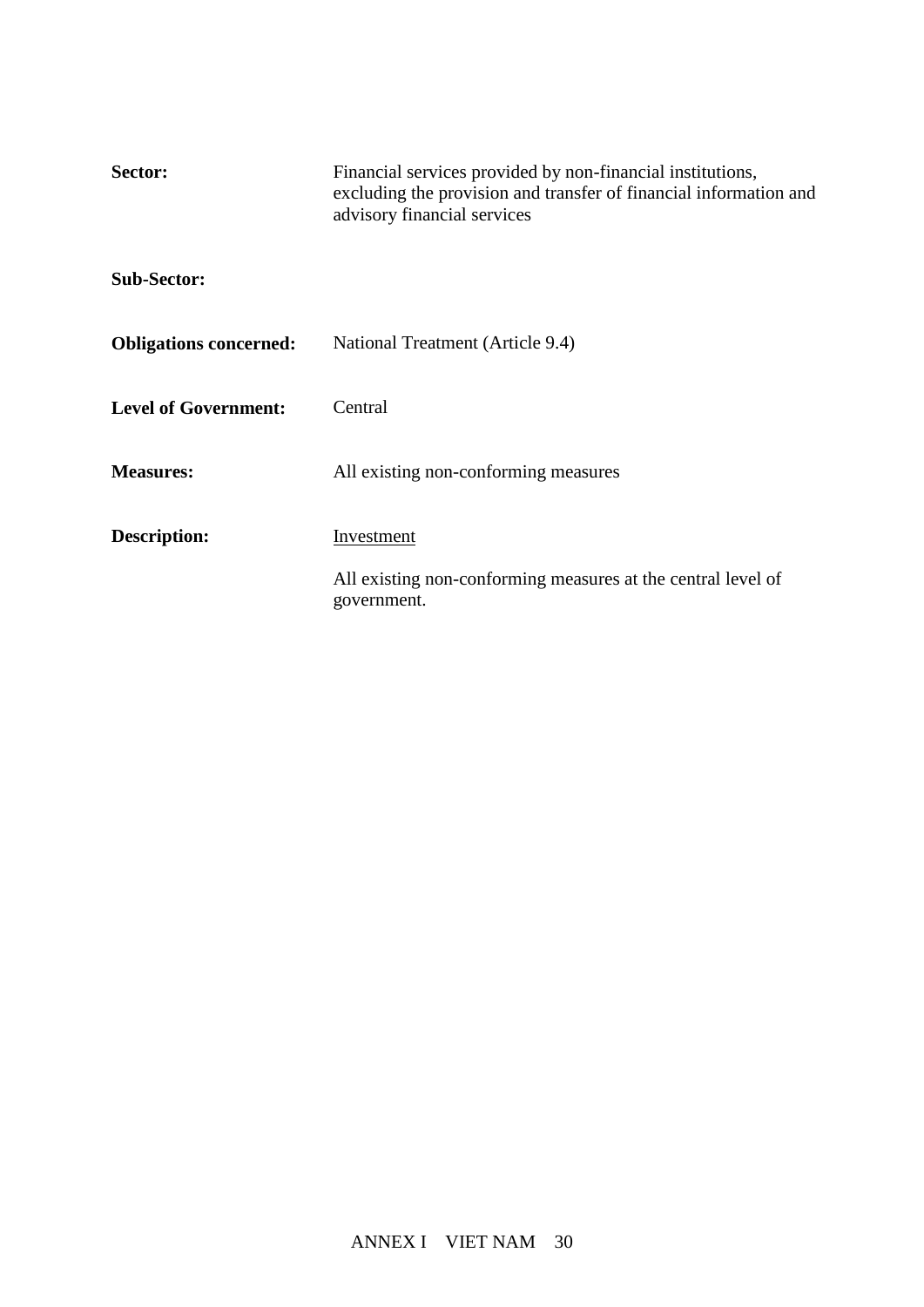**Sector:** Financial services provided by non-financial institutions, excluding the provision and transfer of financial information and advisory financial services

**Sub-Sector:**

**Obligations concerned:** National Treatment (Article 9.4)

**Level of Government:** Central

**Measures:** All existing non-conforming measures

**Description:** Investment

All existing non-conforming measures at the central level of government.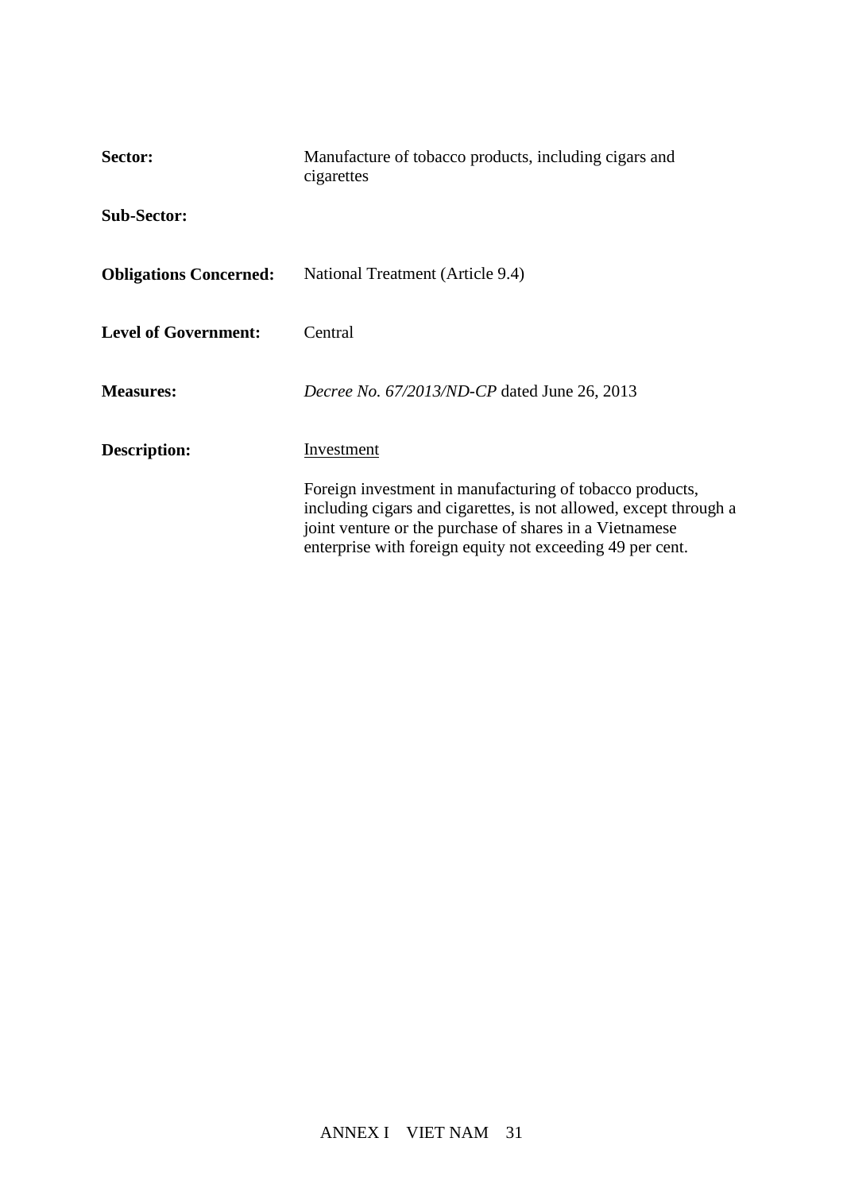**Sector:** Manufacture of tobacco products, including cigars and cigarettes

**Sub-Sector:**

**Obligations Concerned:** National Treatment (Article 9.4)

**Level of Government:** Central

**Measures:** *Decree No. 67/2013/ND-CP* dated June 26, 2013

**Description:** <u>Investment</u>

Foreign investment in manufacturing of tobacco products, including cigars and cigarettes, is not allowed, except through a joint venture or the purchase of shares in a Vietnamese enterprise with foreign equity not exceeding 49 per cent.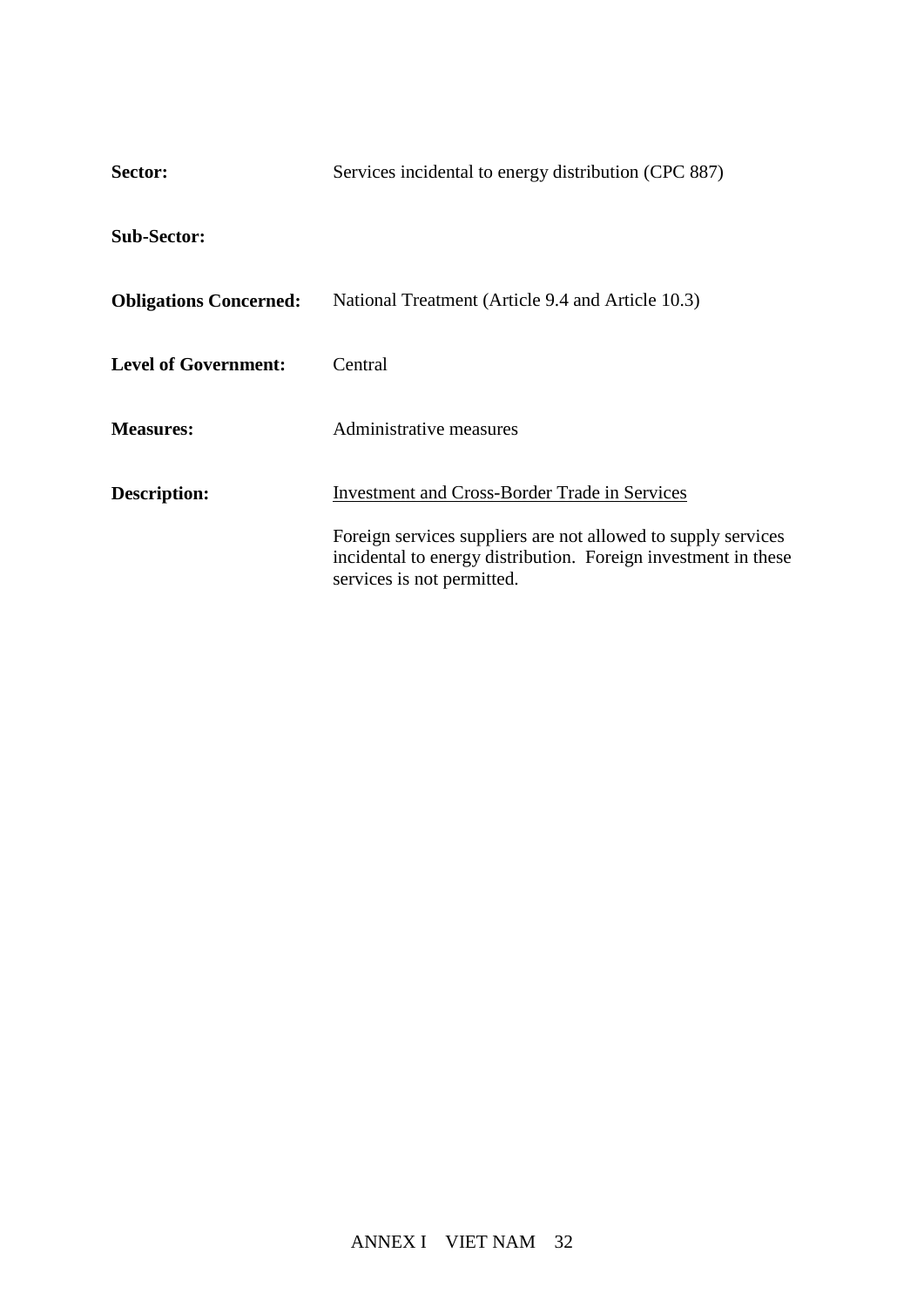**Sector:** Services incidental to energy distribution (CPC 887)

**Sub-Sector:**

**Obligations Concerned:** National Treatment (Article 9.4 and Article 10.3)

**Level of Government:** Central

**Measures:** Administrative measures

**Description:** Investment and Cross-Border Trade in Services

Foreign services suppliers are not allowed to supply services incidental to energy distribution. Foreign investment in these services is not permitted.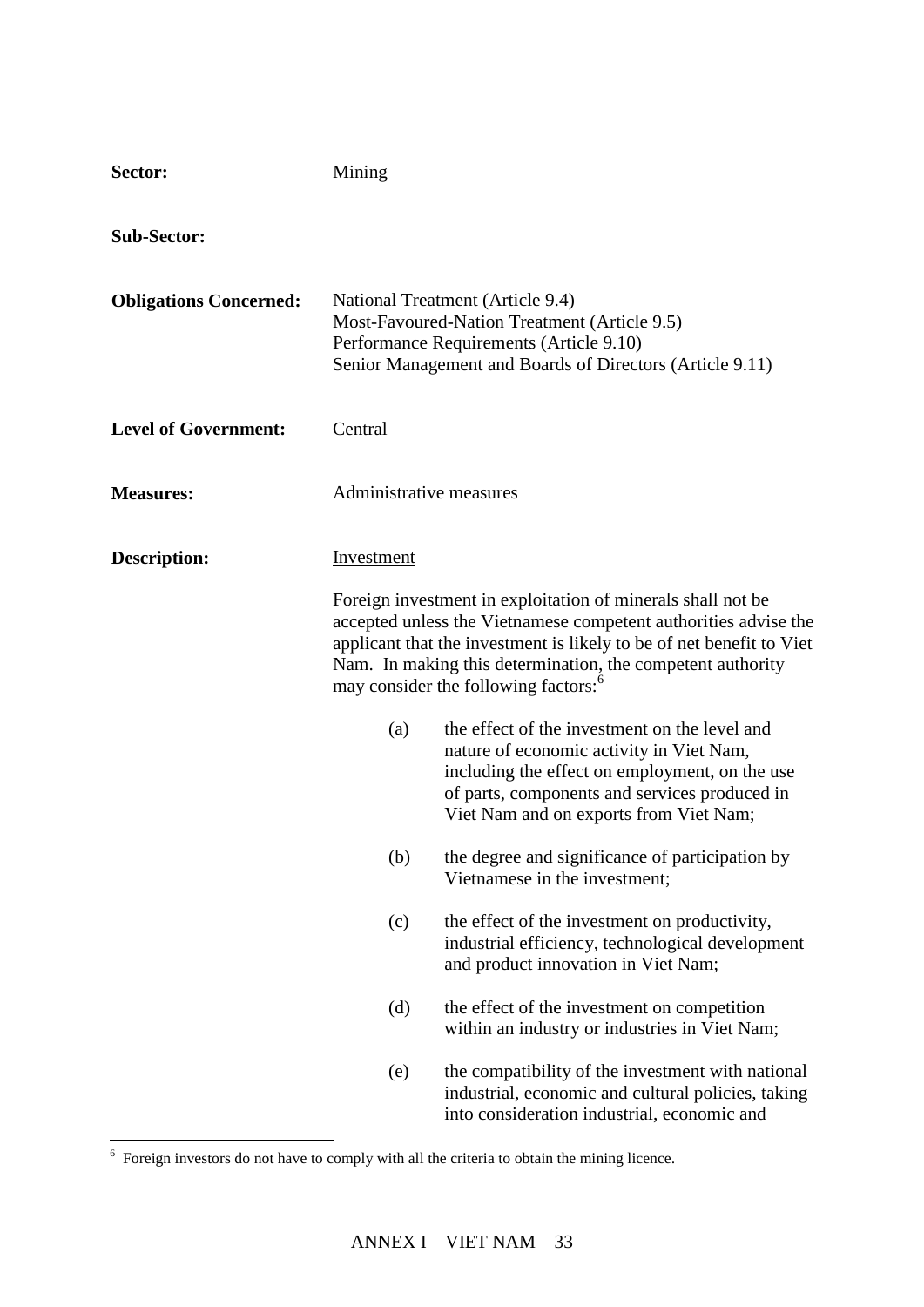**Sector:** Mining

**Sub-Sector:**

**Obligations Concerned:** National Treatment (Article 9.4)
Most-Favoured-Nation Treatment (Article 9.5)
Performance Requirements (Article 9.10)
Senior Management and Boards of Directors (Article 9.11)

**Level of Government:** Central

**Measures:** Administrative measures

**Description:** Investment

Foreign investment in exploitation of minerals shall not be accepted unless the Vietnamese competent authorities advise the applicant that the investment is likely to be of net benefit to Viet Nam. In making this determination, the competent authority may consider the following factors:[6]

(a) the effect of the investment on the level and nature of economic activity in Viet Nam, including the effect on employment, on the use of parts, components and services produced in Viet Nam and on exports from Viet Nam;

(b) the degree and significance of participation by Vietnamese in the investment;

(c) the effect of the investment on productivity, industrial efficiency, technological development and product innovation in Viet Nam;

(d) the effect of the investment on competition within an industry or industries in Viet Nam;

(e) the compatibility of the investment with national industrial, economic and cultural policies, taking into consideration industrial, economic and

---

[6] Foreign investors do not have to comply with all the criteria to obtain the mining licence.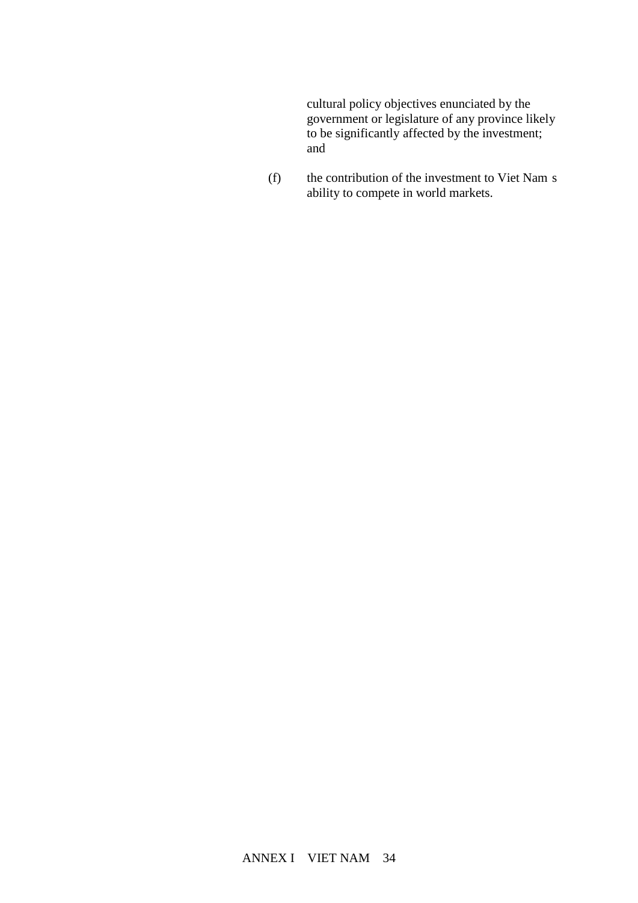cultural policy objectives enunciated by the government or legislature of any province likely to be significantly affected by the investment; and

(f) the contribution of the investment to Viet Nam s ability to compete in world markets.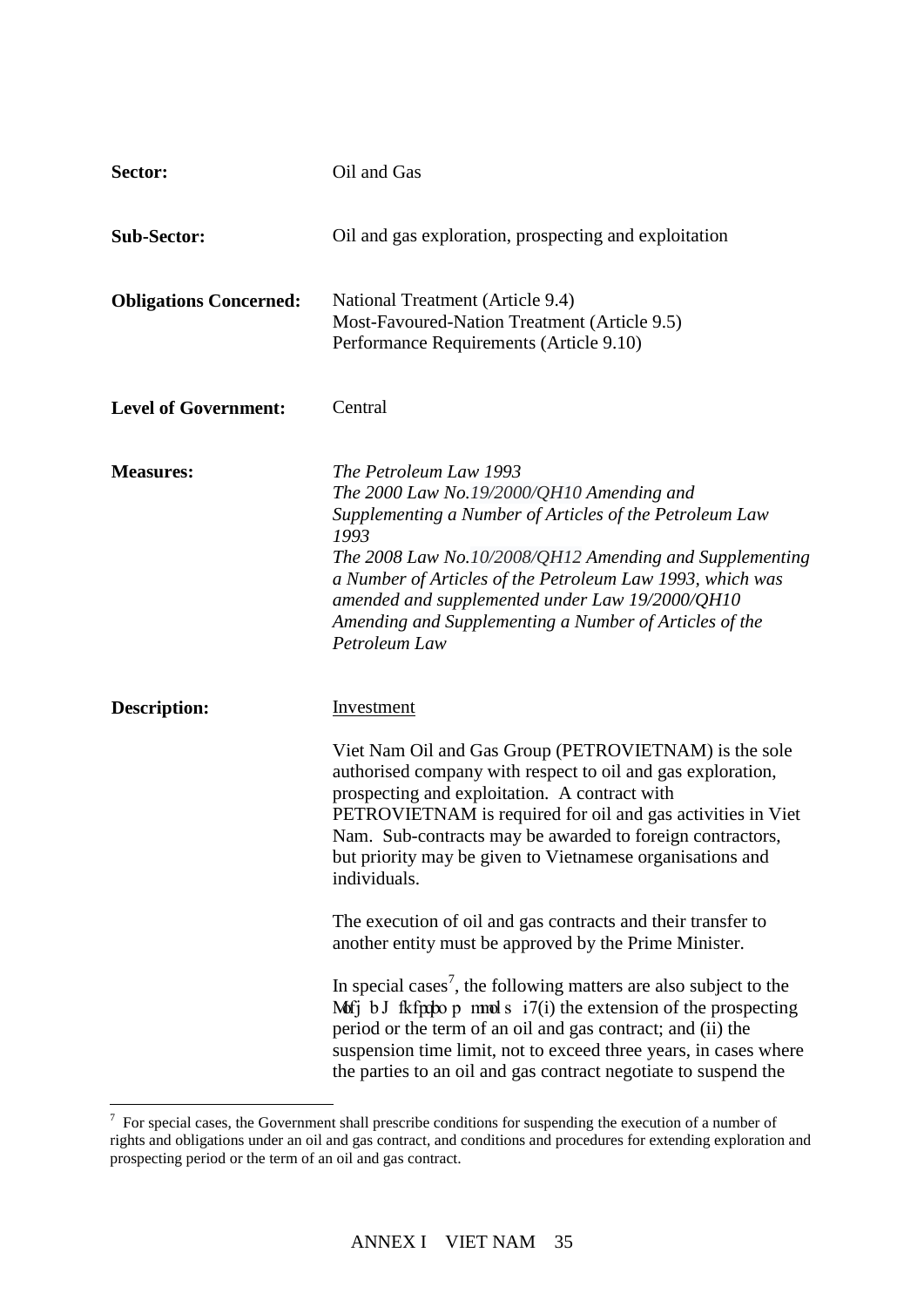**Sector:** Oil and Gas

**Sub-Sector:** Oil and gas exploration, prospecting and exploitation

**Obligations Concerned:** National Treatment (Article 9.4)
Most-Favoured-Nation Treatment (Article 9.5)
Performance Requirements (Article 9.10)

**Level of Government:** Central

**Measures:**
*The Petroleum Law 1993*
*The 2000 Law No.19/2000/QH10 Amending and Supplementing a Number of Articles of the Petroleum Law 1993*
*The 2008 Law No.10/2008/QH12 Amending and Supplementing a Number of Articles of the Petroleum Law 1993, which was amended and supplemented under Law 19/2000/QH10 Amending and Supplementing a Number of Articles of the Petroleum Law*

**Description:**

Investment

Viet Nam Oil and Gas Group (PETROVIETNAM) is the sole authorised company with respect to oil and gas exploration, prospecting and exploitation. A contract with PETROVIETNAM is required for oil and gas activities in Viet Nam. Sub-contracts may be awarded to foreign contractors, but priority may be given to Vietnamese organisations and individuals.

The execution of oil and gas contracts and their transfer to another entity must be approved by the Prime Minister.

In special cases[7], the following matters are also subject to the Prime Minister's approval: (i) the extension of the prospecting period or the term of an oil and gas contract; and (ii) the suspension time limit, not to exceed three years, in cases where the parties to an oil and gas contract negotiate to suspend the

[7] For special cases, the Government shall prescribe conditions for suspending the execution of a number of rights and obligations under an oil and gas contract, and conditions and procedures for extending exploration and prospecting period or the term of an oil and gas contract.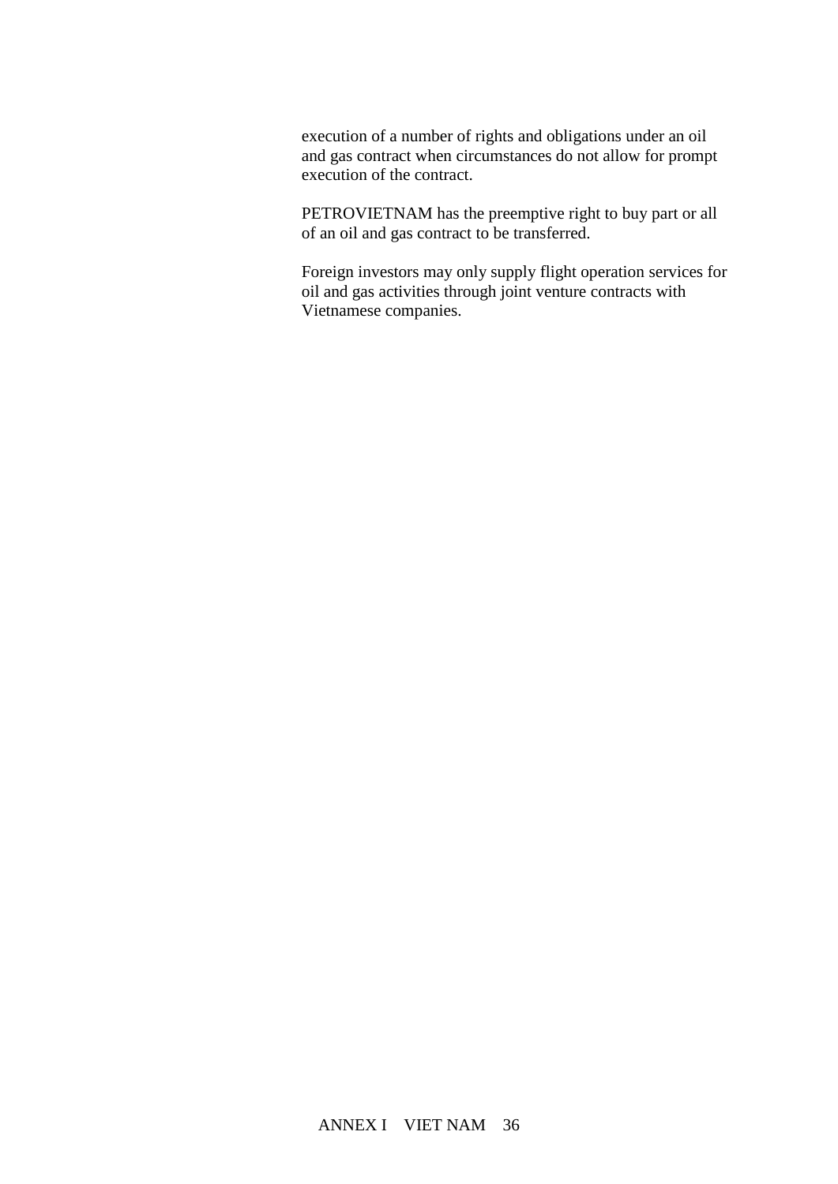execution of a number of rights and obligations under an oil and gas contract when circumstances do not allow for prompt execution of the contract.

PETROVIETNAM has the preemptive right to buy part or all of an oil and gas contract to be transferred.

Foreign investors may only supply flight operation services for oil and gas activities through joint venture contracts with Vietnamese companies.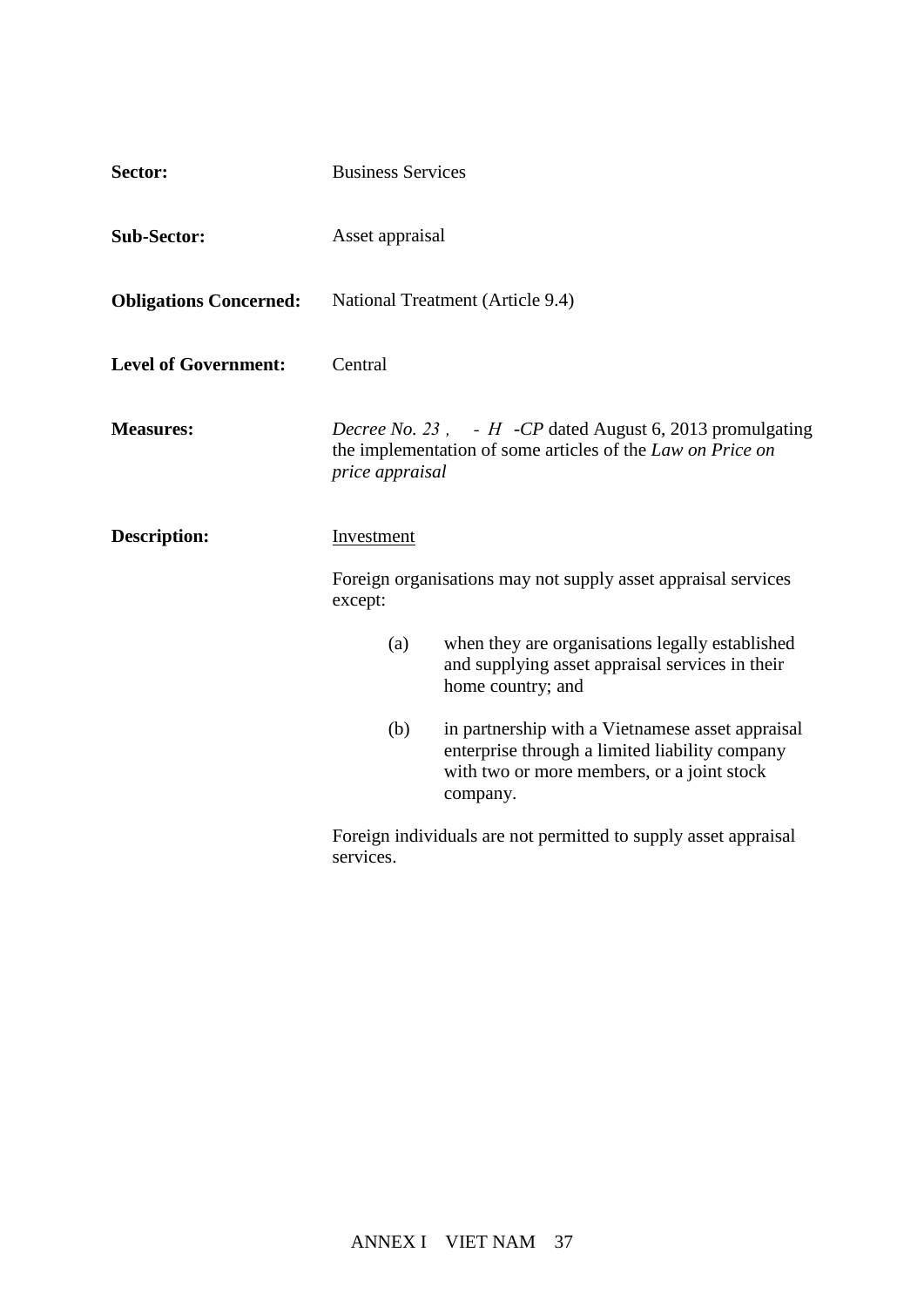**Sector:** Business Services

**Sub-Sector:** Asset appraisal

**Obligations Concerned:** National Treatment (Article 9.4)

**Level of Government:** Central

**Measures:** *Decree No. 23 ,   - H  -CP* dated August 6, 2013 promulgating the implementation of some articles of the *Law on Price on price appraisal*

**Description:** Investment

Foreign organisations may not supply asset appraisal services except:

(a) when they are organisations legally established and supplying asset appraisal services in their home country; and

(b) in partnership with a Vietnamese asset appraisal enterprise through a limited liability company with two or more members, or a joint stock company.

Foreign individuals are not permitted to supply asset appraisal services.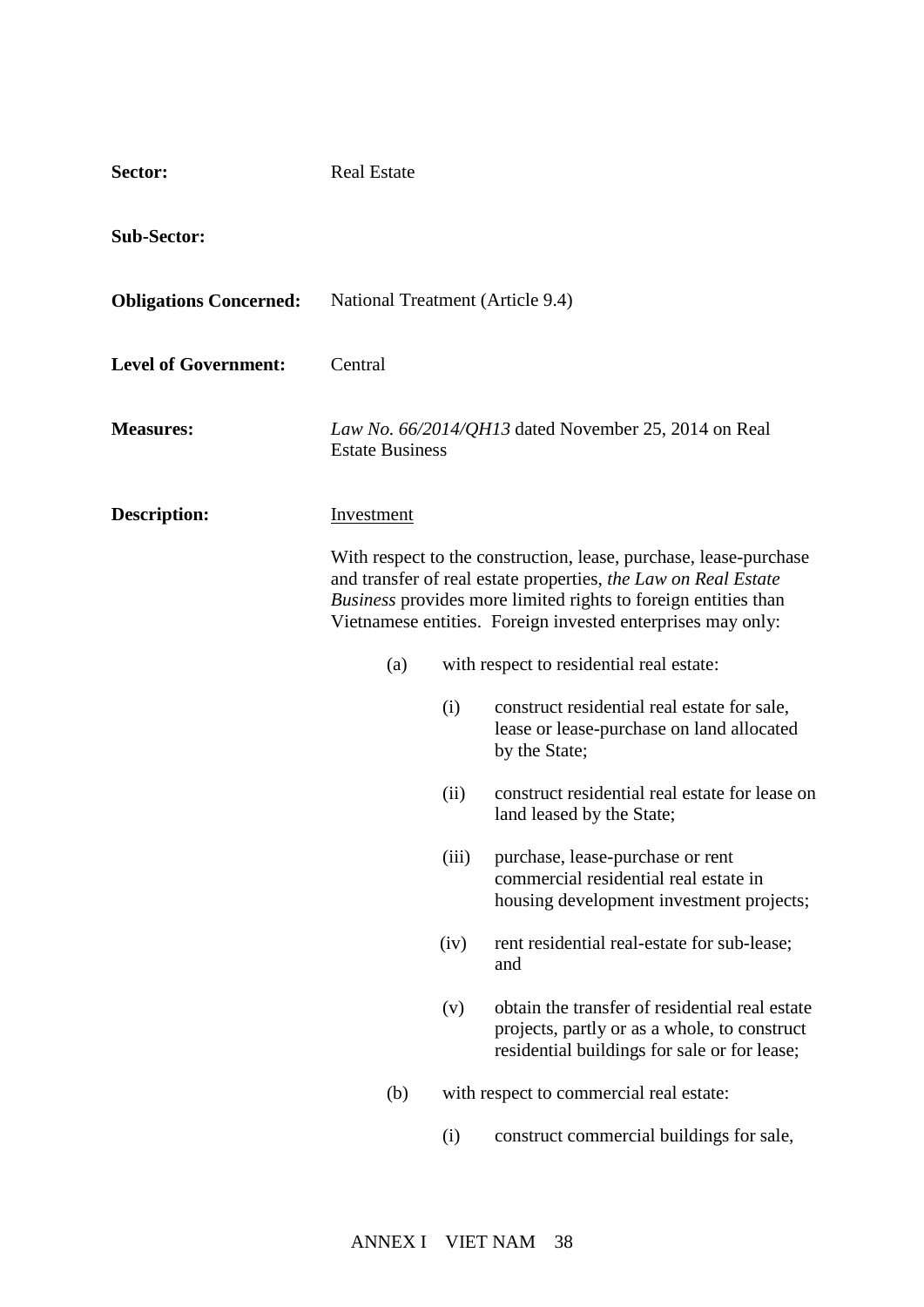**Sector:** Real Estate

**Sub-Sector:**

**Obligations Concerned:** National Treatment (Article 9.4)

**Level of Government:** Central

**Measures:** *Law No. 66/2014/QH13* dated November 25, 2014 on Real Estate Business

**Description:** Investment

With respect to the construction, lease, purchase, lease-purchase and transfer of real estate properties, *the Law on Real Estate Business* provides more limited rights to foreign entities than Vietnamese entities. Foreign invested enterprises may only:

(a) with respect to residential real estate:

(i) construct residential real estate for sale, lease or lease-purchase on land allocated by the State;

(ii) construct residential real estate for lease on land leased by the State;

(iii) purchase, lease-purchase or rent commercial residential real estate in housing development investment projects;

(iv) rent residential real-estate for sub-lease; and

(v) obtain the transfer of residential real estate projects, partly or as a whole, to construct residential buildings for sale or for lease;

(b) with respect to commercial real estate:

(i) construct commercial buildings for sale,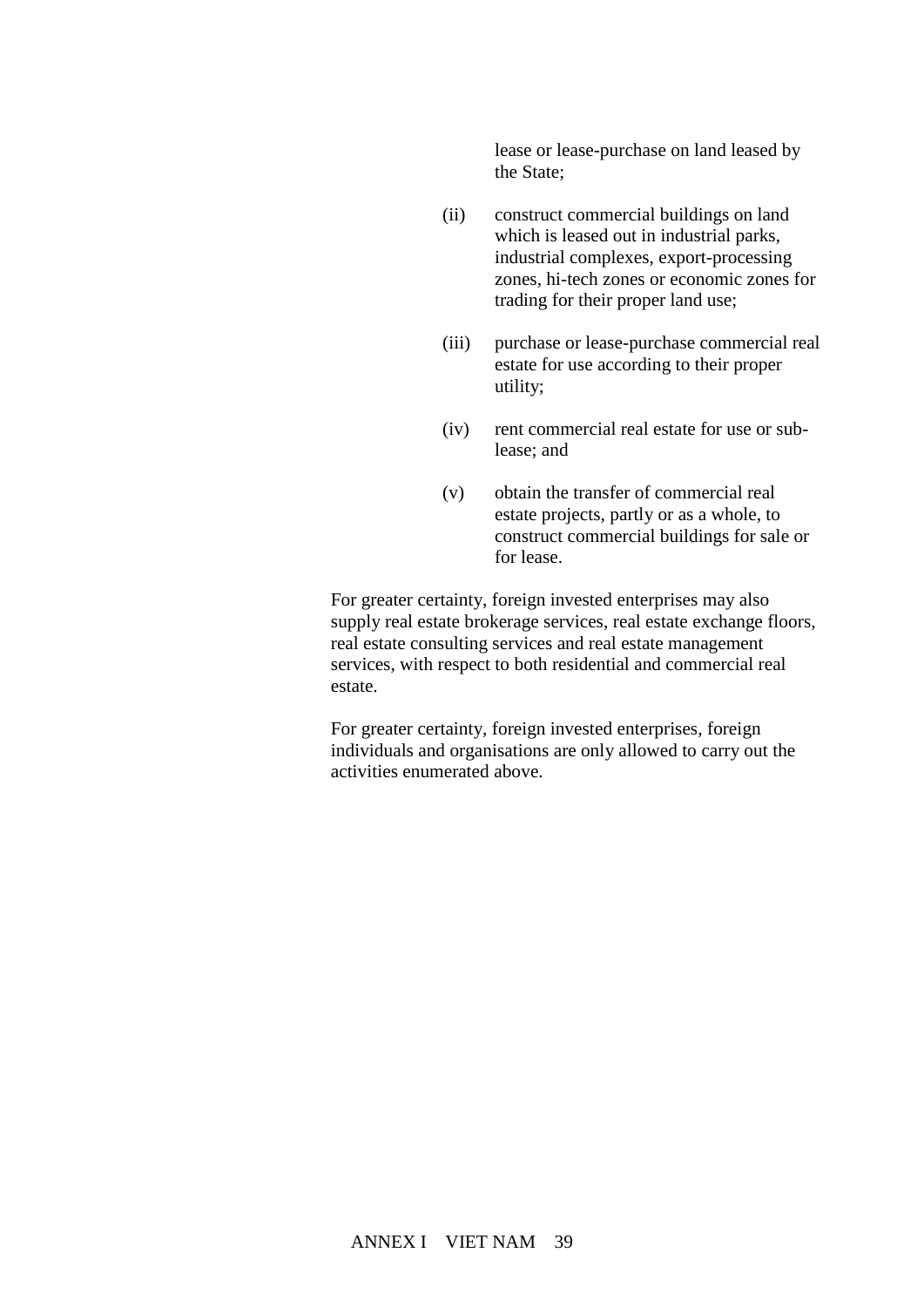lease or lease-purchase on land leased by the State;

(ii) construct commercial buildings on land which is leased out in industrial parks, industrial complexes, export-processing zones, hi-tech zones or economic zones for trading for their proper land use;

(iii) purchase or lease-purchase commercial real estate for use according to their proper utility;

(iv) rent commercial real estate for use or sub-lease; and

(v) obtain the transfer of commercial real estate projects, partly or as a whole, to construct commercial buildings for sale or for lease.

For greater certainty, foreign invested enterprises may also supply real estate brokerage services, real estate exchange floors, real estate consulting services and real estate management services, with respect to both residential and commercial real estate.

For greater certainty, foreign invested enterprises, foreign individuals and organisations are only allowed to carry out the activities enumerated above.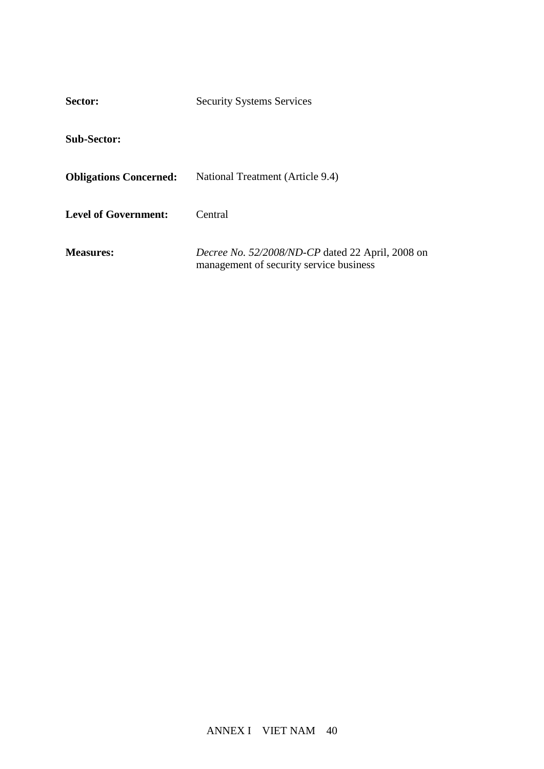**Sector:** Security Systems Services

**Sub-Sector:**

**Obligations Concerned:** National Treatment (Article 9.4)

**Level of Government:** Central

**Measures:** *Decree No. 52/2008/ND-CP* dated 22 April, 2008 on management of security service business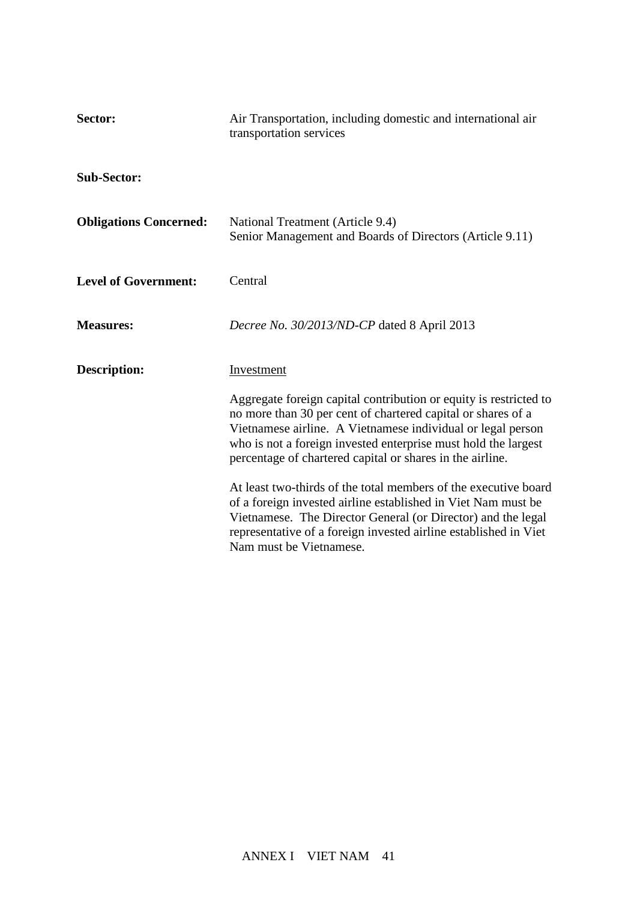**Sector:** Air Transportation, including domestic and international air transportation services

**Sub-Sector:**

**Obligations Concerned:** National Treatment (Article 9.4)
Senior Management and Boards of Directors (Article 9.11)

**Level of Government:** Central

**Measures:** *Decree No. 30/2013/ND-CP* dated 8 April 2013

**Description:** Investment

Aggregate foreign capital contribution or equity is restricted to no more than 30 per cent of chartered capital or shares of a Vietnamese airline. A Vietnamese individual or legal person who is not a foreign invested enterprise must hold the largest percentage of chartered capital or shares in the airline.

At least two-thirds of the total members of the executive board of a foreign invested airline established in Viet Nam must be Vietnamese. The Director General (or Director) and the legal representative of a foreign invested airline established in Viet Nam must be Vietnamese.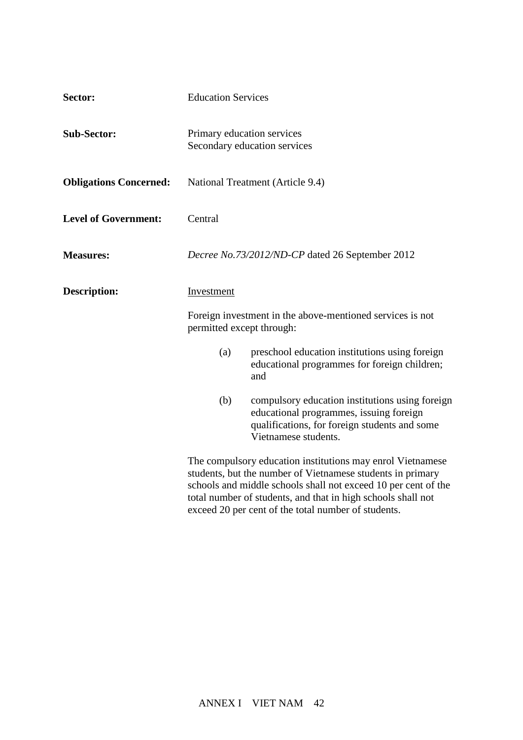**Sector:** Education Services

**Sub-Sector:** Primary education services
Secondary education services

**Obligations Concerned:** National Treatment (Article 9.4)

**Level of Government:** Central

**Measures:** *Decree No.73/2012/ND-CP* dated 26 September 2012

**Description:** Investment

Foreign investment in the above-mentioned services is not permitted except through:

(a) preschool education institutions using foreign educational programmes for foreign children; and

(b) compulsory education institutions using foreign educational programmes, issuing foreign qualifications, for foreign students and some Vietnamese students.

The compulsory education institutions may enrol Vietnamese students, but the number of Vietnamese students in primary schools and middle schools shall not exceed 10 per cent of the total number of students, and that in high schools shall not exceed 20 per cent of the total number of students.